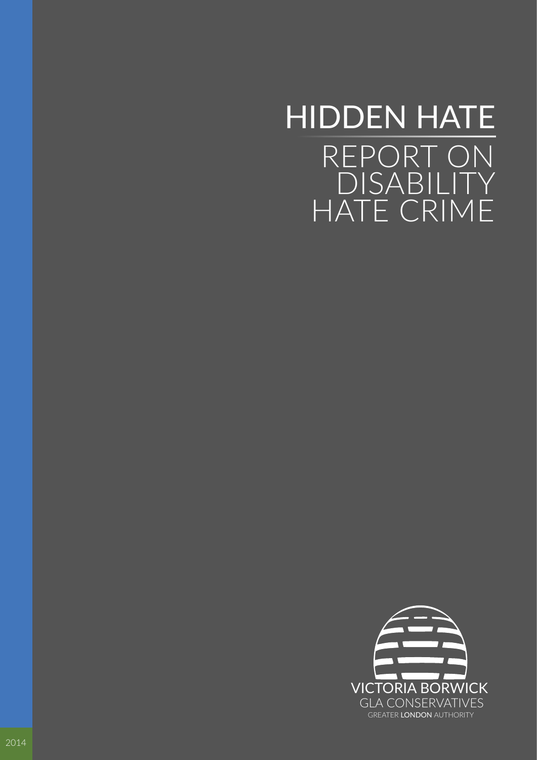# HIDDEN HATE

## REPORT ON DISABILITY HATE CRIME

VICTORIA BORWICK

GLA CONSERVATIVES

GREATER **LONDON** AUTHORITY

2014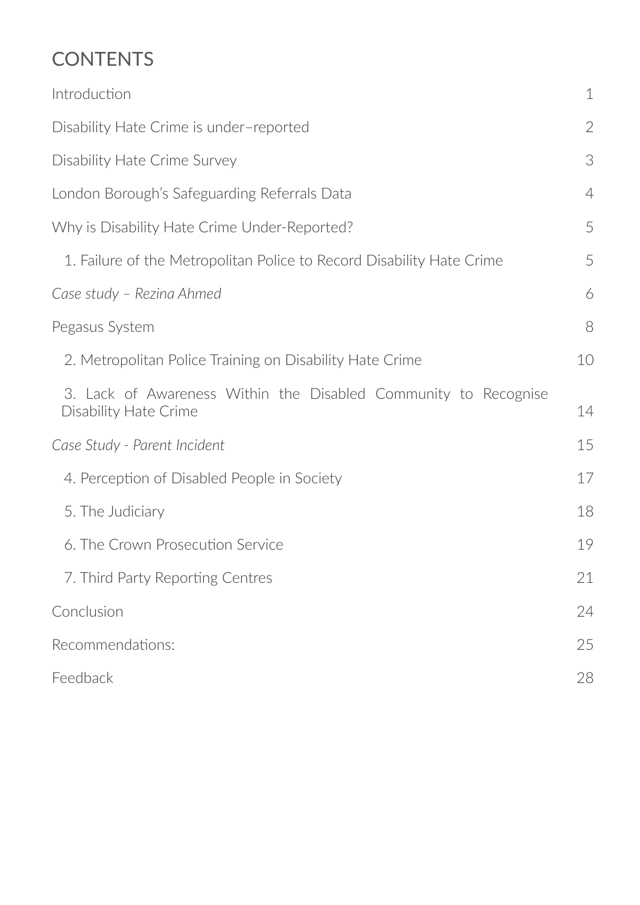# CONTENTS

| | |
|---|---|
| Introduction | 1 |
| Disability Hate Crime is under–reported | 2 |
| Disability Hate Crime Survey | 3 |
| London Borough's Safeguarding Referrals Data | 4 |
| Why is Disability Hate Crime Under-Reported? | 5 |
| 1. Failure of the Metropolitan Police to Record Disability Hate Crime | 5 |
| *Case study – Rezina Ahmed* | 6 |
| Pegasus System | 8 |
| 2. Metropolitan Police Training on Disability Hate Crime | 10 |
| 3. Lack of Awareness Within the Disabled Community to Recognise Disability Hate Crime | 14 |
| *Case Study - Parent Incident* | 15 |
| 4. Perception of Disabled People in Society | 17 |
| 5. The Judiciary | 18 |
| 6. The Crown Prosecution Service | 19 |
| 7. Third Party Reporting Centres | 21 |
| Conclusion | 24 |
| Recommendations: | 25 |
| Feedback | 28 |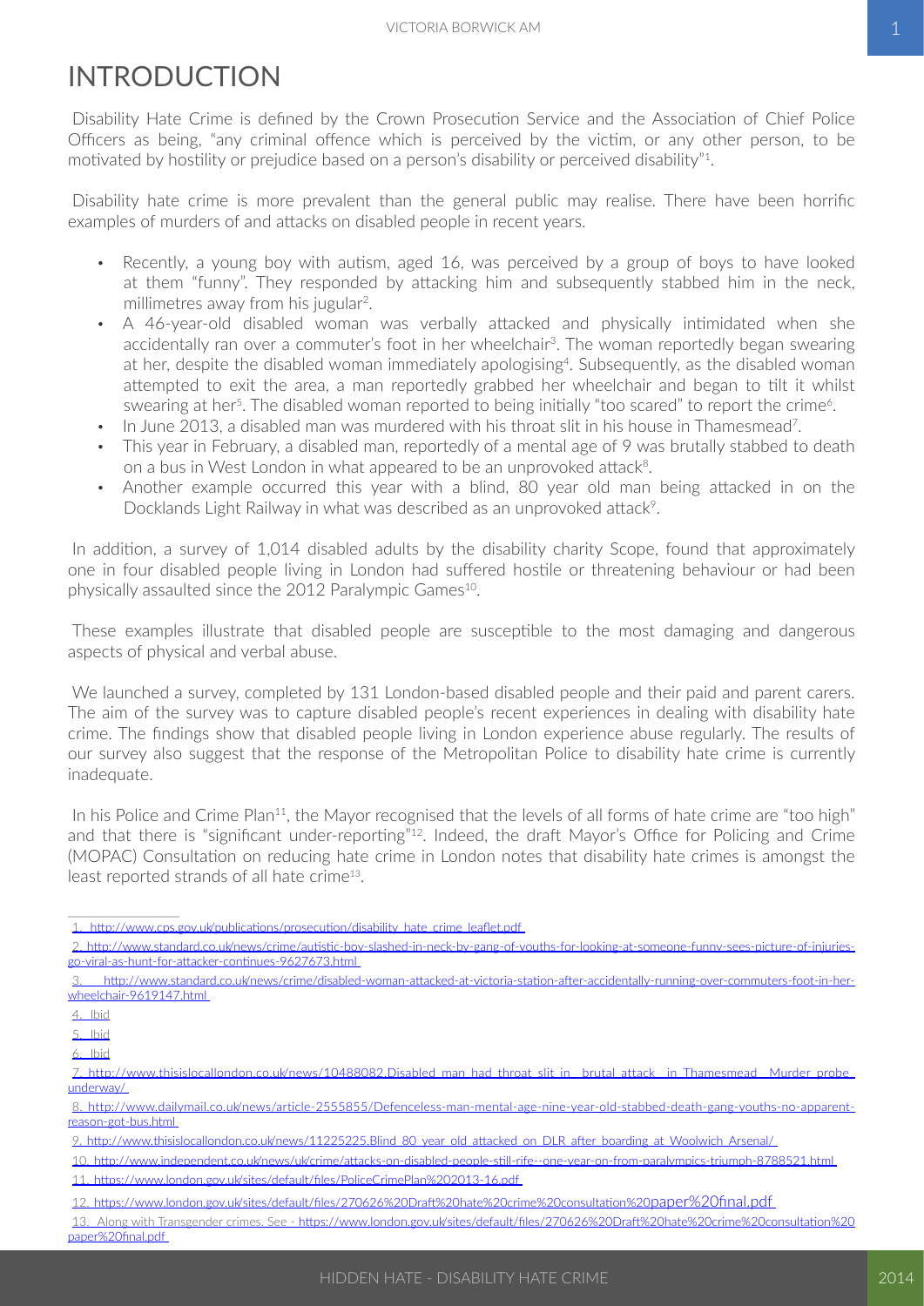# INTRODUCTION

Disability Hate Crime is defined by the Crown Prosecution Service and the Association of Chief Police Officers as being, "any criminal offence which is perceived by the victim, or any other person, to be motivated by hostility or prejudice based on a person's disability or perceived disability"[1].

Disability hate crime is more prevalent than the general public may realise. There have been horrific examples of murders of and attacks on disabled people in recent years.

- Recently, a young boy with autism, aged 16, was perceived by a group of boys to have looked at them "funny". They responded by attacking him and subsequently stabbed him in the neck, millimetres away from his jugular[2].
- A 46-year-old disabled woman was verbally attacked and physically intimidated when she accidentally ran over a commuter's foot in her wheelchair[3]. The woman reportedly began swearing at her, despite the disabled woman immediately apologising[4]. Subsequently, as the disabled woman attempted to exit the area, a man reportedly grabbed her wheelchair and began to tilt it whilst swearing at her[5]. The disabled woman reported to being initially "too scared" to report the crime[6].
- In June 2013, a disabled man was murdered with his throat slit in his house in Thamesmead[7].
- This year in February, a disabled man, reportedly of a mental age of 9 was brutally stabbed to death on a bus in West London in what appeared to be an unprovoked attack[8].
- Another example occurred this year with a blind, 80 year old man being attacked in on the Docklands Light Railway in what was described as an unprovoked attack[9].

In addition, a survey of 1,014 disabled adults by the disability charity Scope, found that approximately one in four disabled people living in London had suffered hostile or threatening behaviour or had been physically assaulted since the 2012 Paralympic Games[10].

These examples illustrate that disabled people are susceptible to the most damaging and dangerous aspects of physical and verbal abuse.

We launched a survey, completed by 131 London-based disabled people and their paid and parent carers. The aim of the survey was to capture disabled people's recent experiences in dealing with disability hate crime. The findings show that disabled people living in London experience abuse regularly. The results of our survey also suggest that the response of the Metropolitan Police to disability hate crime is currently inadequate.

In his Police and Crime Plan[11], the Mayor recognised that the levels of all forms of hate crime are "too high" and that there is "significant under-reporting"[12]. Indeed, the draft Mayor's Office for Policing and Crime (MOPAC) Consultation on reducing hate crime in London notes that disability hate crimes is amongst the least reported strands of all hate crime[13].

---

1. http://www.cps.gov.uk/publications/prosecution/disability_hate_crime_leaflet.pdf
2. http://www.standard.co.uk/news/crime/autistic-boy-slashed-in-neck-by-gang-of-youths-for-looking-at-someone-funny-sees-picture-of-injuries-go-viral-as-hunt-for-attacker-continues-9627673.html
3. http://www.standard.co.uk/news/crime/disabled-woman-attacked-at-victoria-station-after-accidentally-running-over-commuters-foot-in-her-wheelchair-9619147.html
4. Ibid
5. Ibid
6. Ibid
7. http://www.thisislocallondon.co.uk/news/10488082.Disabled_man_had_throat_slit_in__brutal_attack__in_Thamesmead__Murder_probe_underway/
8. http://www.dailymail.co.uk/news/article-2555855/Defenceless-man-mental-age-nine-year-old-stabbed-death-gang-youths-no-apparent-reason-got-bus.html
9. http://www.thisislocallondon.co.uk/news/11225225.Blind_80_year_old_attacked_on_DLR_after_boarding_at_Woolwich_Arsenal/
10. http://www.independent.co.uk/news/uk/crime/attacks-on-disabled-people-still-rife--one-year-on-from-paralympics-triumph-8788521.html
11. https://www.london.gov.uk/sites/default/files/PoliceCrimePlan%202013-16.pdf
12. https://www.london.gov.uk/sites/default/files/270626%20Draft%20hate%20crime%20consultation%20paper%20final.pdf
13. Along with Transgender crimes. See - https://www.london.gov.uk/sites/default/files/270626%20Draft%20hate%20crime%20consultation%20paper%20final.pdf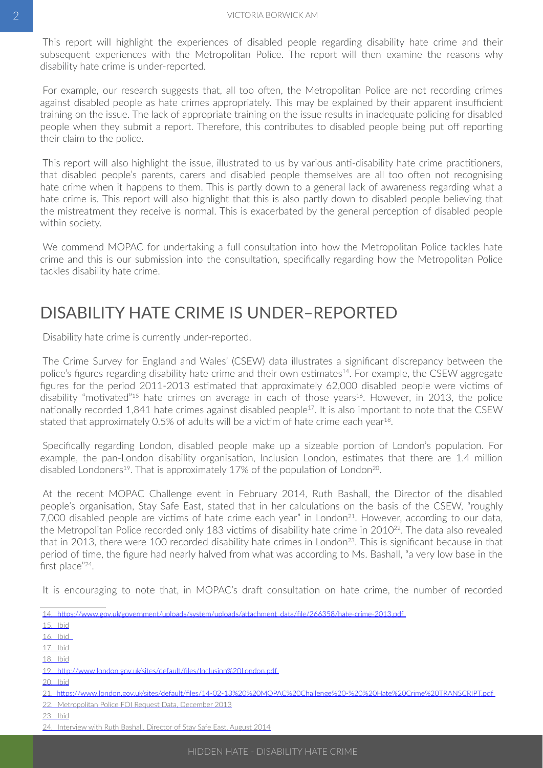This report will highlight the experiences of disabled people regarding disability hate crime and their subsequent experiences with the Metropolitan Police. The report will then examine the reasons why disability hate crime is under-reported.

For example, our research suggests that, all too often, the Metropolitan Police are not recording crimes against disabled people as hate crimes appropriately. This may be explained by their apparent insufficient training on the issue. The lack of appropriate training on the issue results in inadequate policing for disabled people when they submit a report. Therefore, this contributes to disabled people being put off reporting their claim to the police.

This report will also highlight the issue, illustrated to us by various anti-disability hate crime practitioners, that disabled people's parents, carers and disabled people themselves are all too often not recognising hate crime when it happens to them. This is partly down to a general lack of awareness regarding what a hate crime is. This report will also highlight that this is also partly down to disabled people believing that the mistreatment they receive is normal. This is exacerbated by the general perception of disabled people within society.

We commend MOPAC for undertaking a full consultation into how the Metropolitan Police tackles hate crime and this is our submission into the consultation, specifically regarding how the Metropolitan Police tackles disability hate crime.

## DISABILITY HATE CRIME IS UNDER–REPORTED

Disability hate crime is currently under-reported.

The Crime Survey for England and Wales' (CSEW) data illustrates a significant discrepancy between the police's figures regarding disability hate crime and their own estimates[14]. For example, the CSEW aggregate figures for the period 2011-2013 estimated that approximately 62,000 disabled people were victims of disability "motivated"[15] hate crimes on average in each of those years[16]. However, in 2013, the police nationally recorded 1,841 hate crimes against disabled people[17]. It is also important to note that the CSEW stated that approximately 0.5% of adults will be a victim of hate crime each year[18].

Specifically regarding London, disabled people make up a sizeable portion of London's population. For example, the pan-London disability organisation, Inclusion London, estimates that there are 1.4 million disabled Londoners[19]. That is approximately 17% of the population of London[20].

At the recent MOPAC Challenge event in February 2014, Ruth Bashall, the Director of the disabled people's organisation, Stay Safe East, stated that in her calculations on the basis of the CSEW, "roughly 7,000 disabled people are victims of hate crime each year" in London[21]. However, according to our data, the Metropolitan Police recorded only 183 victims of disability hate crime in 2010[22]. The data also revealed that in 2013, there were 100 recorded disability hate crimes in London[23]. This is significant because in that period of time, the figure had nearly halved from what was according to Ms. Bashall, "a very low base in the first place"[24].

It is encouraging to note that, in MOPAC's draft consultation on hate crime, the number of recorded

14. https://www.gov.uk/government/uploads/system/uploads/attachment_data/file/266358/hate-crime-2013.pdf
15. Ibid
16. Ibid
17. Ibid
18. Ibid
19. http://www.london.gov.uk/sites/default/files/Inclusion%20London.pdf
20. Ibid
21. https://www.london.gov.uk/sites/default/files/14-02-13%20%20MOPAC%20Challenge%20-%20%20Hate%20Crime%20TRANSCRIPT.pdf
22. Metropolitan Police FOI Request Data, December 2013
23. Ibid
24. Interview with Ruth Bashall, Director of Stay Safe East, August 2014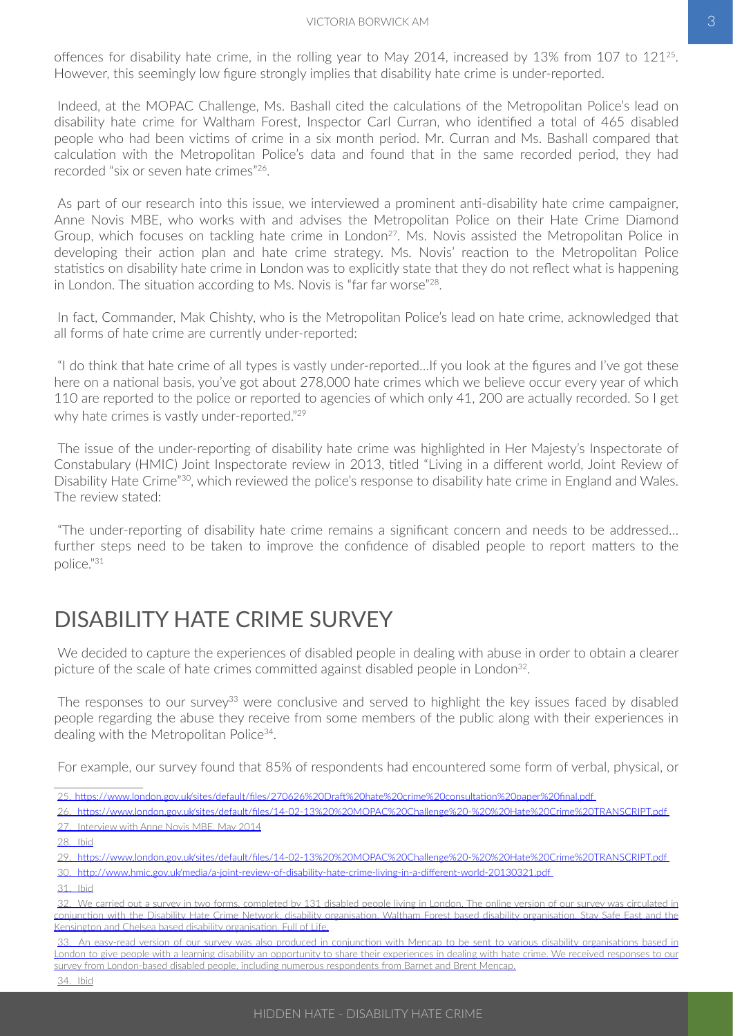offences for disability hate crime, in the rolling year to May 2014, increased by 13% from 107 to 121[25]. However, this seemingly low figure strongly implies that disability hate crime is under-reported.

Indeed, at the MOPAC Challenge, Ms. Bashall cited the calculations of the Metropolitan Police's lead on disability hate crime for Waltham Forest, Inspector Carl Curran, who identified a total of 465 disabled people who had been victims of crime in a six month period. Mr. Curran and Ms. Bashall compared that calculation with the Metropolitan Police's data and found that in the same recorded period, they had recorded "six or seven hate crimes"[26].

As part of our research into this issue, we interviewed a prominent anti-disability hate crime campaigner, Anne Novis MBE, who works with and advises the Metropolitan Police on their Hate Crime Diamond Group, which focuses on tackling hate crime in London[27]. Ms. Novis assisted the Metropolitan Police in developing their action plan and hate crime strategy. Ms. Novis' reaction to the Metropolitan Police statistics on disability hate crime in London was to explicitly state that they do not reflect what is happening in London. The situation according to Ms. Novis is "far far worse"[28].

In fact, Commander, Mak Chishty, who is the Metropolitan Police's lead on hate crime, acknowledged that all forms of hate crime are currently under-reported:

"I do think that hate crime of all types is vastly under-reported...If you look at the figures and I've got these here on a national basis, you've got about 278,000 hate crimes which we believe occur every year of which 110 are reported to the police or reported to agencies of which only 41, 200 are actually recorded. So I get why hate crimes is vastly under-reported."[29]

The issue of the under-reporting of disability hate crime was highlighted in Her Majesty's Inspectorate of Constabulary (HMIC) Joint Inspectorate review in 2013, titled "Living in a different world, Joint Review of Disability Hate Crime"[30], which reviewed the police's response to disability hate crime in England and Wales. The review stated:

"The under-reporting of disability hate crime remains a significant concern and needs to be addressed... further steps need to be taken to improve the confidence of disabled people to report matters to the police."[31]

## DISABILITY HATE CRIME SURVEY

We decided to capture the experiences of disabled people in dealing with abuse in order to obtain a clearer picture of the scale of hate crimes committed against disabled people in London[32].

The responses to our survey[33] were conclusive and served to highlight the key issues faced by disabled people regarding the abuse they receive from some members of the public along with their experiences in dealing with the Metropolitan Police[34].

For example, our survey found that 85% of respondents had encountered some form of verbal, physical, or

---

25. https://www.london.gov.uk/sites/default/files/270626%20Draft%20hate%20crime%20consultation%20paper%20final.pdf

26. https://www.london.gov.uk/sites/default/files/14-02-13%20%20MOPAC%20Challenge%20-%20%20Hate%20Crime%20TRANSCRIPT.pdf

27. Interview with Anne Novis MBE, May 2014

28. Ibid

29. https://www.london.gov.uk/sites/default/files/14-02-13%20%20MOPAC%20Challenge%20-%20%20Hate%20Crime%20TRANSCRIPT.pdf

30. http://www.hmic.gov.uk/media/a-joint-review-of-disability-hate-crime-living-in-a-different-world-20130321.pdf

31. Ibid

32. We carried out a survey in two forms, completed by 131 disabled people living in London. The online version of our survey was circulated in conjunction with the Disability Hate Crime Network, disability organisation, Waltham Forest based disability organisation, Stay Safe East and the Kensington and Chelsea based disability organisation, Full of Life.

33. An easy-read version of our survey was also produced in conjunction with Mencap to be sent to various disability organisations based in London to give people with a learning disability an opportunity to share their experiences in dealing with hate crime. We received responses to our survey from London-based disabled people, including numerous respondents from Barnet and Brent Mencap.

34. Ibid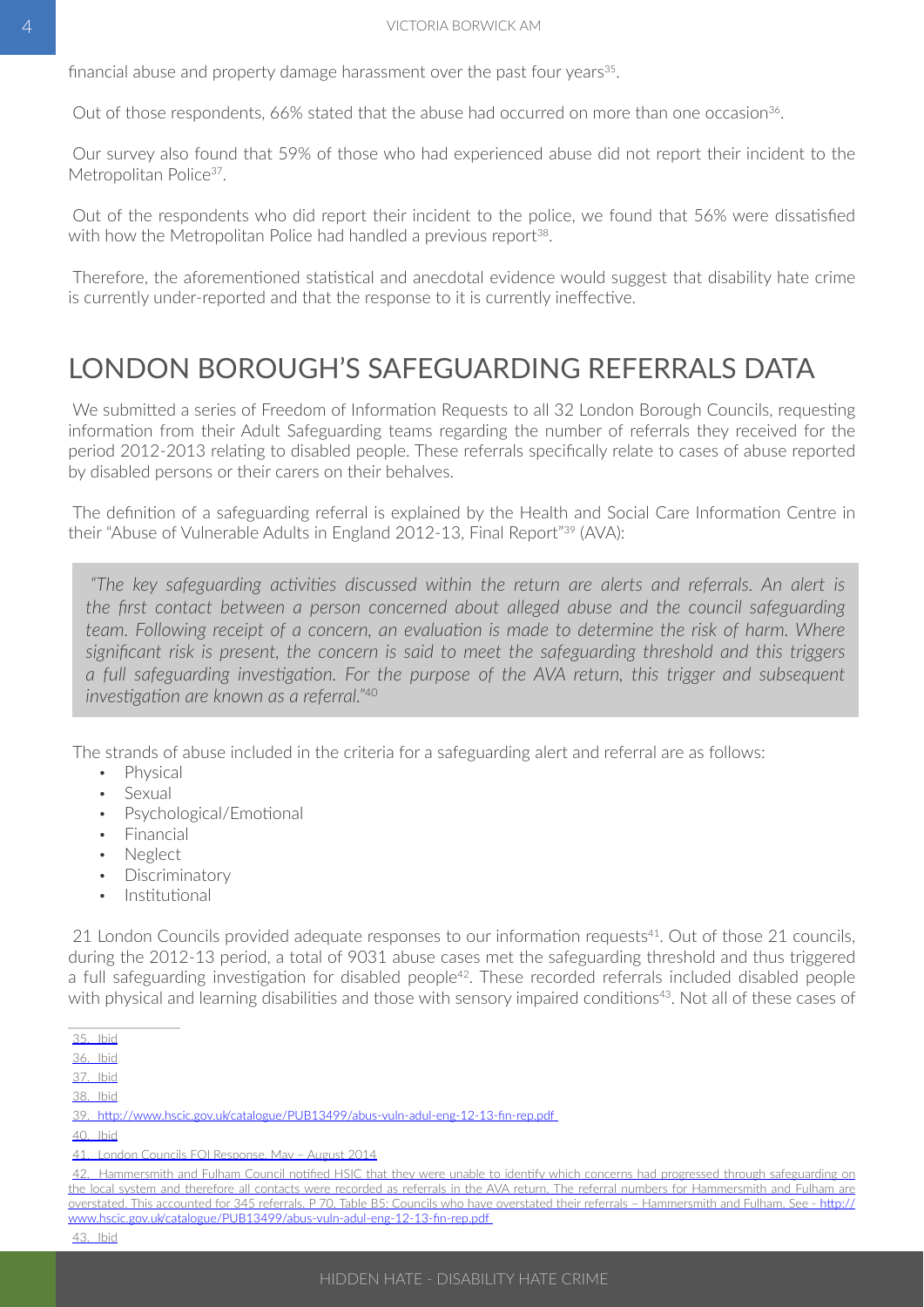financial abuse and property damage harassment over the past four years[35].

Out of those respondents, 66% stated that the abuse had occurred on more than one occasion[36].

Our survey also found that 59% of those who had experienced abuse did not report their incident to the Metropolitan Police[37].

Out of the respondents who did report their incident to the police, we found that 56% were dissatisfied with how the Metropolitan Police had handled a previous report[38].

Therefore, the aforementioned statistical and anecdotal evidence would suggest that disability hate crime is currently under-reported and that the response to it is currently ineffective.

## LONDON BOROUGH'S SAFEGUARDING REFERRALS DATA

We submitted a series of Freedom of Information Requests to all 32 London Borough Councils, requesting information from their Adult Safeguarding teams regarding the number of referrals they received for the period 2012-2013 relating to disabled people. These referrals specifically relate to cases of abuse reported by disabled persons or their carers on their behalves.

The definition of a safeguarding referral is explained by the Health and Social Care Information Centre in their "Abuse of Vulnerable Adults in England 2012-13, Final Report"[39] (AVA):

> *"The key safeguarding activities discussed within the return are alerts and referrals. An alert is the first contact between a person concerned about alleged abuse and the council safeguarding team. Following receipt of a concern, an evaluation is made to determine the risk of harm. Where significant risk is present, the concern is said to meet the safeguarding threshold and this triggers a full safeguarding investigation. For the purpose of the AVA return, this trigger and subsequent investigation are known as a referral."*[40]

The strands of abuse included in the criteria for a safeguarding alert and referral are as follows:

- Physical
- Sexual
- Psychological/Emotional
- Financial
- Neglect
- Discriminatory
- Institutional

21 London Councils provided adequate responses to our information requests[41]. Out of those 21 councils, during the 2012-13 period, a total of 9031 abuse cases met the safeguarding threshold and thus triggered a full safeguarding investigation for disabled people[42]. These recorded referrals included disabled people with physical and learning disabilities and those with sensory impaired conditions[43]. Not all of these cases of

---

35. Ibid
36. Ibid
37. Ibid
38. Ibid
39. http://www.hscic.gov.uk/catalogue/PUB13499/abus-vuln-adul-eng-12-13-fin-rep.pdf
40. Ibid
41. London Councils FOI Response, May – August 2014
42. Hammersmith and Fulham Council notified HSIC that they were unable to identify which concerns had progressed through safeguarding on the local system and therefore all contacts were recorded as referrals in the AVA return. The referral numbers for Hammersmith and Fulham are overstated. This accounted for 345 referrals. P 70, Table B5: Councils who have overstated their referrals – Hammersmith and Fulham. See - http://www.hscic.gov.uk/catalogue/PUB13499/abus-vuln-adul-eng-12-13-fin-rep.pdf
43. Ibid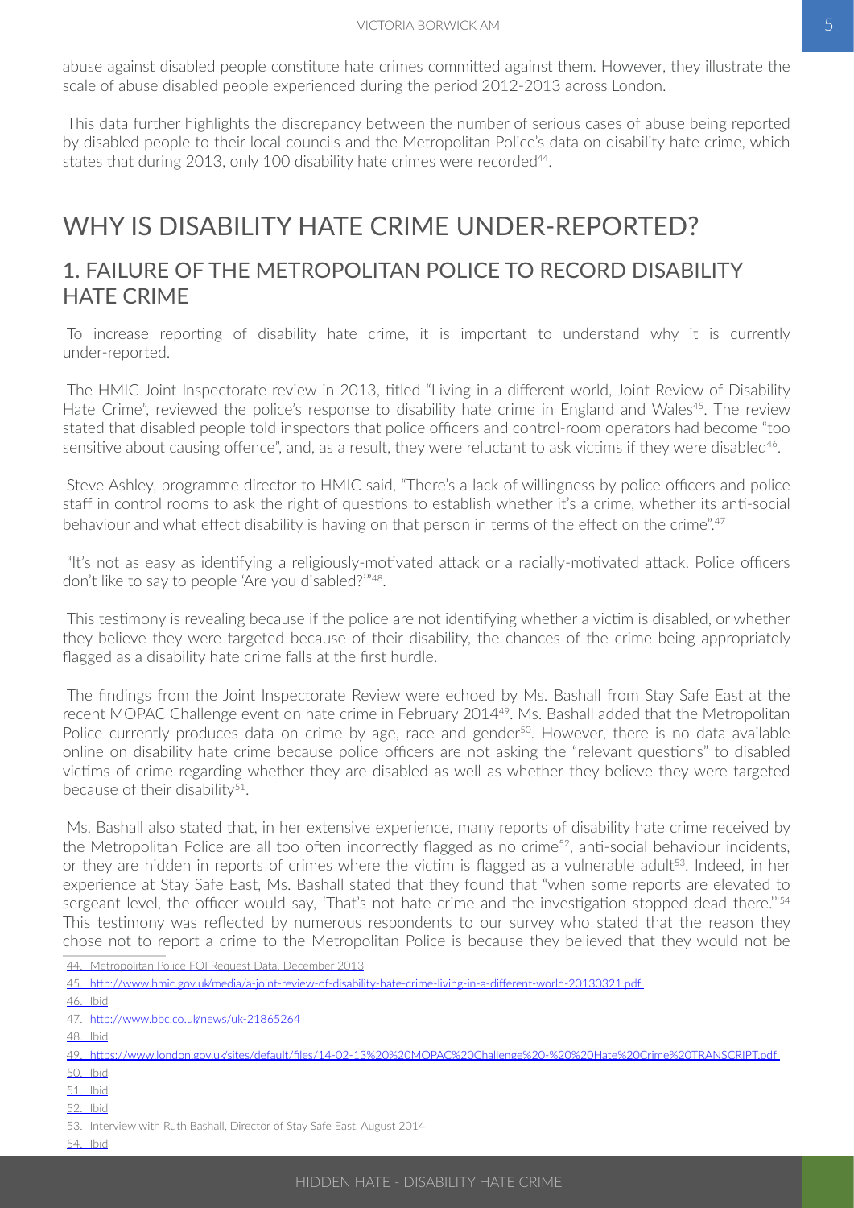abuse against disabled people constitute hate crimes committed against them. However, they illustrate the scale of abuse disabled people experienced during the period 2012-2013 across London.

This data further highlights the discrepancy between the number of serious cases of abuse being reported by disabled people to their local councils and the Metropolitan Police's data on disability hate crime, which states that during 2013, only 100 disability hate crimes were recorded[44].

# WHY IS DISABILITY HATE CRIME UNDER-REPORTED?

## 1. FAILURE OF THE METROPOLITAN POLICE TO RECORD DISABILITY HATE CRIME

To increase reporting of disability hate crime, it is important to understand why it is currently under-reported.

The HMIC Joint Inspectorate review in 2013, titled "Living in a different world, Joint Review of Disability Hate Crime", reviewed the police's response to disability hate crime in England and Wales[45]. The review stated that disabled people told inspectors that police officers and control-room operators had become "too sensitive about causing offence", and, as a result, they were reluctant to ask victims if they were disabled[46].

Steve Ashley, programme director to HMIC said, "There's a lack of willingness by police officers and police staff in control rooms to ask the right of questions to establish whether it's a crime, whether its anti-social behaviour and what effect disability is having on that person in terms of the effect on the crime".[47]

"It's not as easy as identifying a religiously-motivated attack or a racially-motivated attack. Police officers don't like to say to people 'Are you disabled?'"[48].

This testimony is revealing because if the police are not identifying whether a victim is disabled, or whether they believe they were targeted because of their disability, the chances of the crime being appropriately flagged as a disability hate crime falls at the first hurdle.

The findings from the Joint Inspectorate Review were echoed by Ms. Bashall from Stay Safe East at the recent MOPAC Challenge event on hate crime in February 2014[49]. Ms. Bashall added that the Metropolitan Police currently produces data on crime by age, race and gender[50]. However, there is no data available online on disability hate crime because police officers are not asking the "relevant questions" to disabled victims of crime regarding whether they are disabled as well as whether they believe they were targeted because of their disability[51].

Ms. Bashall also stated that, in her extensive experience, many reports of disability hate crime received by the Metropolitan Police are all too often incorrectly flagged as no crime[52], anti-social behaviour incidents, or they are hidden in reports of crimes where the victim is flagged as a vulnerable adult[53]. Indeed, in her experience at Stay Safe East, Ms. Bashall stated that they found that "when some reports are elevated to sergeant level, the officer would say, 'That's not hate crime and the investigation stopped dead there.'"[54] This testimony was reflected by numerous respondents to our survey who stated that the reason they chose not to report a crime to the Metropolitan Police is because they believed that they would not be

---

44. Metropolitan Police FOI Request Data, December 2013
45. http://www.hmic.gov.uk/media/a-joint-review-of-disability-hate-crime-living-in-a-different-world-20130321.pdf
46. Ibid
47. http://www.bbc.co.uk/news/uk-21865264
48. Ibid
49. https://www.london.gov.uk/sites/default/files/14-02-13%20%20MOPAC%20Challenge%20-%20%20Hate%20Crime%20TRANSCRIPT.pdf
50. Ibid
51. Ibid
52. Ibid
53. Interview with Ruth Bashall, Director of Stay Safe East, August 2014
54. Ibid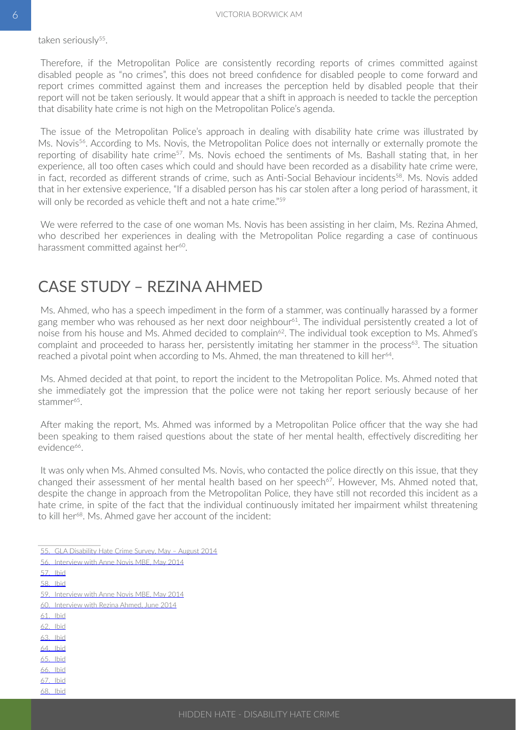taken seriously[55].

Therefore, if the Metropolitan Police are consistently recording reports of crimes committed against disabled people as "no crimes", this does not breed confidence for disabled people to come forward and report crimes committed against them and increases the perception held by disabled people that their report will not be taken seriously. It would appear that a shift in approach is needed to tackle the perception that disability hate crime is not high on the Metropolitan Police's agenda.

The issue of the Metropolitan Police's approach in dealing with disability hate crime was illustrated by Ms. Novis[56]. According to Ms. Novis, the Metropolitan Police does not internally or externally promote the reporting of disability hate crime[57]. Ms. Novis echoed the sentiments of Ms. Bashall stating that, in her experience, all too often cases which could and should have been recorded as a disability hate crime were, in fact, recorded as different strands of crime, such as Anti-Social Behaviour incidents[58]. Ms. Novis added that in her extensive experience, "If a disabled person has his car stolen after a long period of harassment, it will only be recorded as vehicle theft and not a hate crime."[59]

We were referred to the case of one woman Ms. Novis has been assisting in her claim, Ms. Rezina Ahmed, who described her experiences in dealing with the Metropolitan Police regarding a case of continuous harassment committed against her[60].

## CASE STUDY – REZINA AHMED

Ms. Ahmed, who has a speech impediment in the form of a stammer, was continually harassed by a former gang member who was rehoused as her next door neighbour[61]. The individual persistently created a lot of noise from his house and Ms. Ahmed decided to complain[62]. The individual took exception to Ms. Ahmed's complaint and proceeded to harass her, persistently imitating her stammer in the process[63]. The situation reached a pivotal point when according to Ms. Ahmed, the man threatened to kill her[64].

Ms. Ahmed decided at that point, to report the incident to the Metropolitan Police. Ms. Ahmed noted that she immediately got the impression that the police were not taking her report seriously because of her stammer[65].

After making the report, Ms. Ahmed was informed by a Metropolitan Police officer that the way she had been speaking to them raised questions about the state of her mental health, effectively discrediting her evidence[66].

It was only when Ms. Ahmed consulted Ms. Novis, who contacted the police directly on this issue, that they changed their assessment of her mental health based on her speech[67]. However, Ms. Ahmed noted that, despite the change in approach from the Metropolitan Police, they have still not recorded this incident as a hate crime, in spite of the fact that the individual continuously imitated her impairment whilst threatening to kill her[68]. Ms. Ahmed gave her account of the incident:

---

55. GLA Disability Hate Crime Survey, May – August 2014
56. Interview with Anne Novis MBE, May 2014
57. Ibid
58. Ibid
59. Interview with Anne Novis MBE, May 2014
60. Interview with Rezina Ahmed, June 2014
61. Ibid
62. Ibid
63. Ibid
64. Ibid
65. Ibid
66. Ibid
67. Ibid
68. Ibid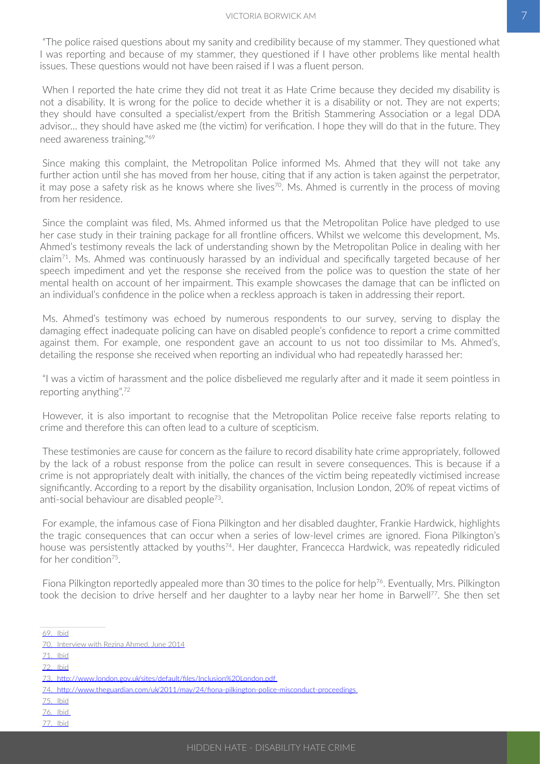"The police raised questions about my sanity and credibility because of my stammer. They questioned what I was reporting and because of my stammer, they questioned if I have other problems like mental health issues. These questions would not have been raised if I was a fluent person.

When I reported the hate crime they did not treat it as Hate Crime because they decided my disability is not a disability. It is wrong for the police to decide whether it is a disability or not. They are not experts; they should have consulted a specialist/expert from the British Stammering Association or a legal DDA advisor... they should have asked me (the victim) for verification. I hope they will do that in the future. They need awareness training."[69]

Since making this complaint, the Metropolitan Police informed Ms. Ahmed that they will not take any further action until she has moved from her house, citing that if any action is taken against the perpetrator, it may pose a safety risk as he knows where she lives[70]. Ms. Ahmed is currently in the process of moving from her residence.

Since the complaint was filed, Ms. Ahmed informed us that the Metropolitan Police have pledged to use her case study in their training package for all frontline officers. Whilst we welcome this development, Ms. Ahmed's testimony reveals the lack of understanding shown by the Metropolitan Police in dealing with her claim[71]. Ms. Ahmed was continuously harassed by an individual and specifically targeted because of her speech impediment and yet the response she received from the police was to question the state of her mental health on account of her impairment. This example showcases the damage that can be inflicted on an individual's confidence in the police when a reckless approach is taken in addressing their report.

Ms. Ahmed's testimony was echoed by numerous respondents to our survey, serving to display the damaging effect inadequate policing can have on disabled people's confidence to report a crime committed against them. For example, one respondent gave an account to us not too dissimilar to Ms. Ahmed's, detailing the response she received when reporting an individual who had repeatedly harassed her:

"I was a victim of harassment and the police disbelieved me regularly after and it made it seem pointless in reporting anything".[72]

However, it is also important to recognise that the Metropolitan Police receive false reports relating to crime and therefore this can often lead to a culture of scepticism.

These testimonies are cause for concern as the failure to record disability hate crime appropriately, followed by the lack of a robust response from the police can result in severe consequences. This is because if a crime is not appropriately dealt with initially, the chances of the victim being repeatedly victimised increase significantly. According to a report by the disability organisation, Inclusion London, 20% of repeat victims of anti-social behaviour are disabled people[73].

For example, the infamous case of Fiona Pilkington and her disabled daughter, Frankie Hardwick, highlights the tragic consequences that can occur when a series of low-level crimes are ignored. Fiona Pilkington's house was persistently attacked by youths[74]. Her daughter, Francecca Hardwick, was repeatedly ridiculed for her condition[75].

Fiona Pilkington reportedly appealed more than 30 times to the police for help[76]. Eventually, Mrs. Pilkington took the decision to drive herself and her daughter to a layby near her home in Barwell[77]. She then set

---

69. Ibid
70. Interview with Rezina Ahmed, June 2014
71. Ibid
72. Ibid
73. http://www.london.gov.uk/sites/default/files/Inclusion%20London.pdf
74. http://www.theguardian.com/uk/2011/may/24/fiona-pilkington-police-misconduct-proceedings
75. Ibid
76. Ibid
77. Ibid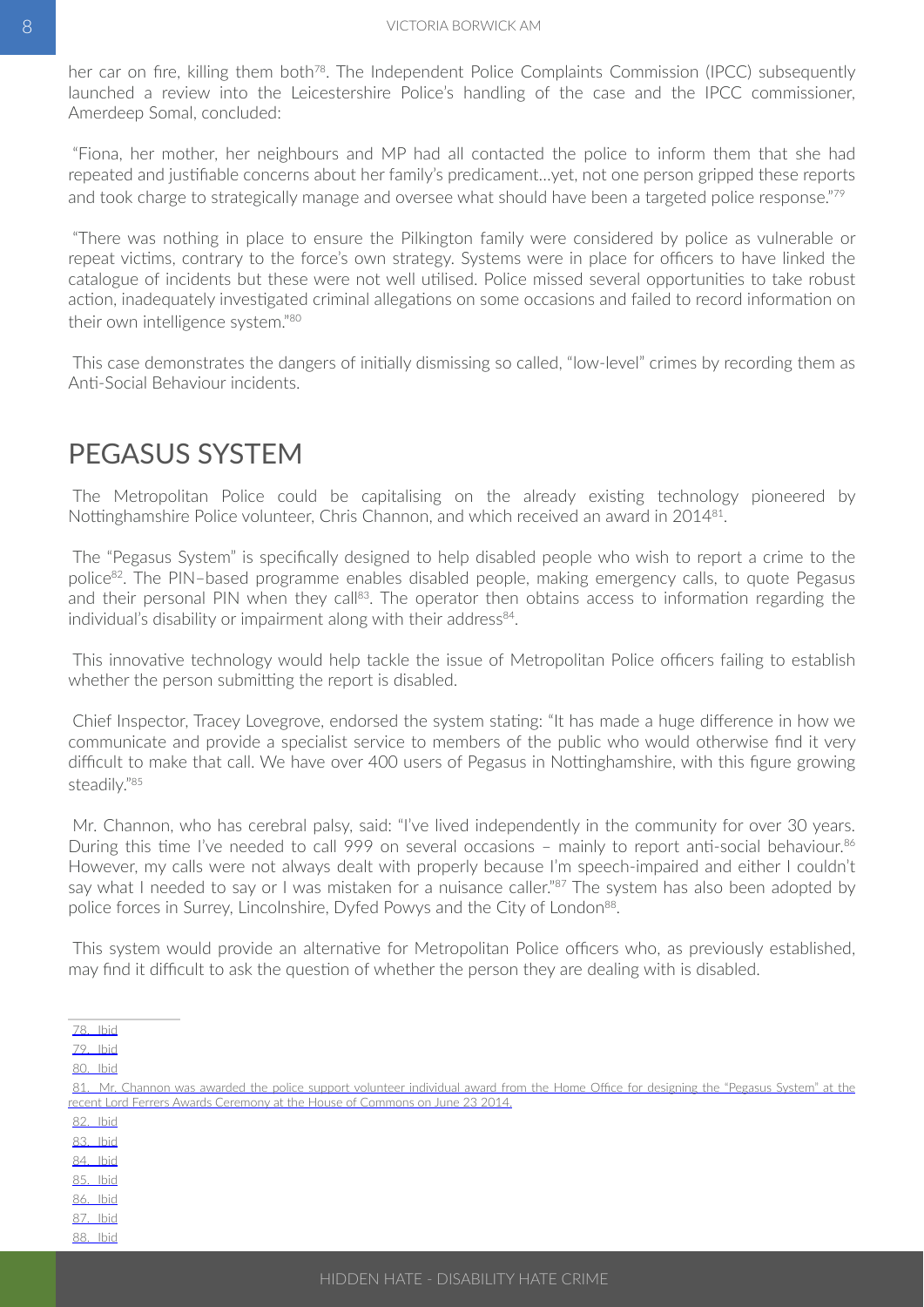her car on fire, killing them both[78]. The Independent Police Complaints Commission (IPCC) subsequently launched a review into the Leicestershire Police's handling of the case and the IPCC commissioner, Amerdeep Somal, concluded:

"Fiona, her mother, her neighbours and MP had all contacted the police to inform them that she had repeated and justifiable concerns about her family's predicament...yet, not one person gripped these reports and took charge to strategically manage and oversee what should have been a targeted police response."[79]

"There was nothing in place to ensure the Pilkington family were considered by police as vulnerable or repeat victims, contrary to the force's own strategy. Systems were in place for officers to have linked the catalogue of incidents but these were not well utilised. Police missed several opportunities to take robust action, inadequately investigated criminal allegations on some occasions and failed to record information on their own intelligence system."[80]

This case demonstrates the dangers of initially dismissing so called, "low-level" crimes by recording them as Anti-Social Behaviour incidents.

## PEGASUS SYSTEM

The Metropolitan Police could be capitalising on the already existing technology pioneered by Nottinghamshire Police volunteer, Chris Channon, and which received an award in 2014[81].

The "Pegasus System" is specifically designed to help disabled people who wish to report a crime to the police[82]. The PIN–based programme enables disabled people, making emergency calls, to quote Pegasus and their personal PIN when they call[83]. The operator then obtains access to information regarding the individual's disability or impairment along with their address[84].

This innovative technology would help tackle the issue of Metropolitan Police officers failing to establish whether the person submitting the report is disabled.

Chief Inspector, Tracey Lovegrove, endorsed the system stating: "It has made a huge difference in how we communicate and provide a specialist service to members of the public who would otherwise find it very difficult to make that call. We have over 400 users of Pegasus in Nottinghamshire, with this figure growing steadily."[85]

Mr. Channon, who has cerebral palsy, said: "I've lived independently in the community for over 30 years. During this time I've needed to call 999 on several occasions – mainly to report anti-social behaviour.[86] However, my calls were not always dealt with properly because I'm speech-impaired and either I couldn't say what I needed to say or I was mistaken for a nuisance caller."[87] The system has also been adopted by police forces in Surrey, Lincolnshire, Dyfed Powys and the City of London[88].

This system would provide an alternative for Metropolitan Police officers who, as previously established, may find it difficult to ask the question of whether the person they are dealing with is disabled.

---

78. Ibid
79. Ibid
80. Ibid
81. Mr. Channon was awarded the police support volunteer individual award from the Home Office for designing the "Pegasus System" at the recent Lord Ferrers Awards Ceremony at the House of Commons on June 23 2014.
82. Ibid
83. Ibid
84. Ibid
85. Ibid
86. Ibid
87. Ibid
88. Ibid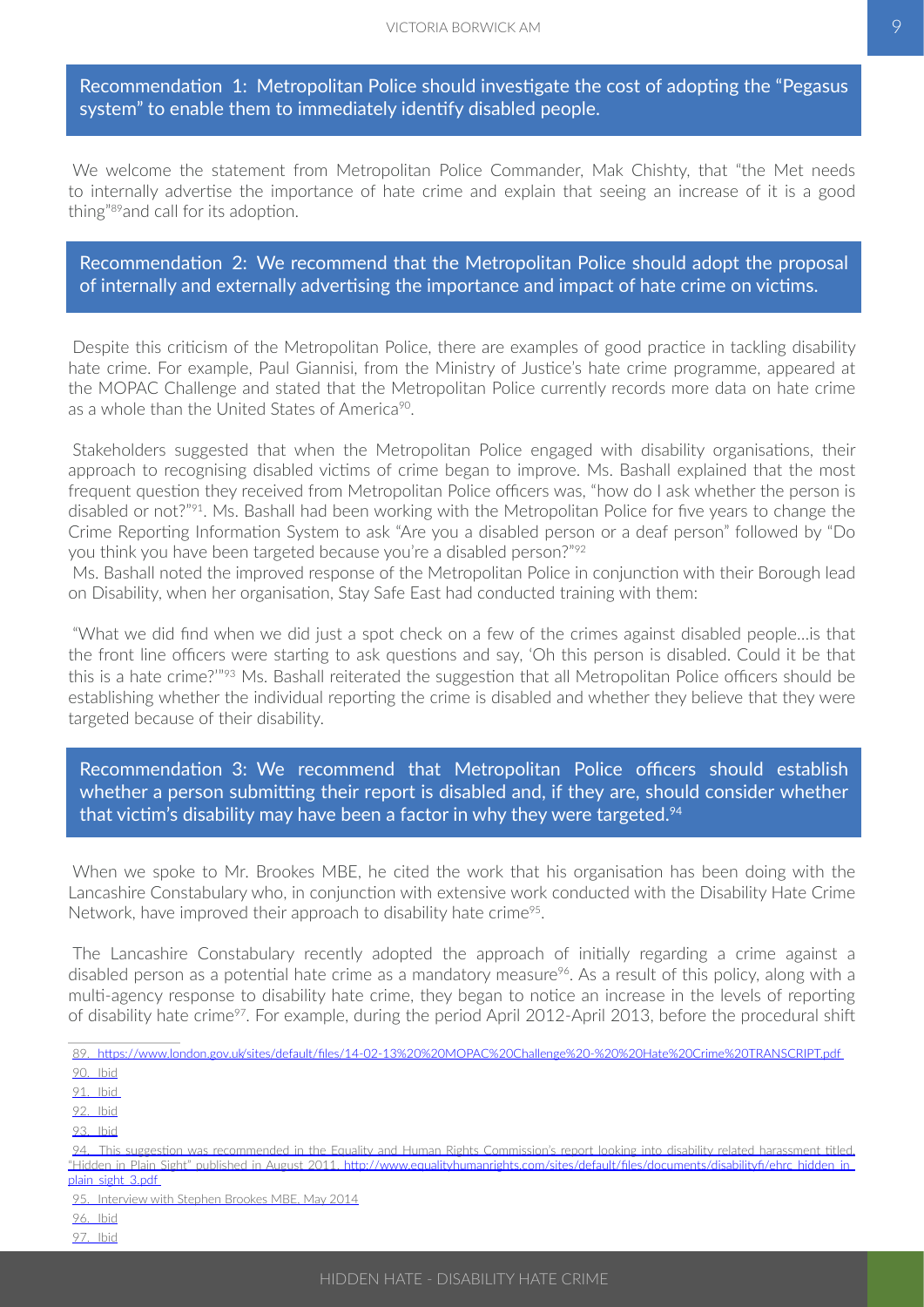**Recommendation 1: Metropolitan Police should investigate the cost of adopting the "Pegasus system" to enable them to immediately identify disabled people.**

We welcome the statement from Metropolitan Police Commander, Mak Chishty, that "the Met needs to internally advertise the importance of hate crime and explain that seeing an increase of it is a good thing"[89] and call for its adoption.

**Recommendation 2: We recommend that the Metropolitan Police should adopt the proposal of internally and externally advertising the importance and impact of hate crime on victims.**

Despite this criticism of the Metropolitan Police, there are examples of good practice in tackling disability hate crime. For example, Paul Giannisi, from the Ministry of Justice's hate crime programme, appeared at the MOPAC Challenge and stated that the Metropolitan Police currently records more data on hate crime as a whole than the United States of America[90].

Stakeholders suggested that when the Metropolitan Police engaged with disability organisations, their approach to recognising disabled victims of crime began to improve. Ms. Bashall explained that the most frequent question they received from Metropolitan Police officers was, "how do I ask whether the person is disabled or not?"[91]. Ms. Bashall had been working with the Metropolitan Police for five years to change the Crime Reporting Information System to ask "Are you a disabled person or a deaf person" followed by "Do you think you have been targeted because you're a disabled person?"[92]

Ms. Bashall noted the improved response of the Metropolitan Police in conjunction with their Borough lead on Disability, when her organisation, Stay Safe East had conducted training with them:

"What we did find when we did just a spot check on a few of the crimes against disabled people…is that the front line officers were starting to ask questions and say, 'Oh this person is disabled. Could it be that this is a hate crime?'"[93] Ms. Bashall reiterated the suggestion that all Metropolitan Police officers should be establishing whether the individual reporting the crime is disabled and whether they believe that they were targeted because of their disability.

**Recommendation 3: We recommend that Metropolitan Police officers should establish whether a person submitting their report is disabled and, if they are, should consider whether that victim's disability may have been a factor in why they were targeted.[94]**

When we spoke to Mr. Brookes MBE, he cited the work that his organisation has been doing with the Lancashire Constabulary who, in conjunction with extensive work conducted with the Disability Hate Crime Network, have improved their approach to disability hate crime[95].

The Lancashire Constabulary recently adopted the approach of initially regarding a crime against a disabled person as a potential hate crime as a mandatory measure[96]. As a result of this policy, along with a multi-agency response to disability hate crime, they began to notice an increase in the levels of reporting of disability hate crime[97]. For example, during the period April 2012-April 2013, before the procedural shift

---

89. https://www.london.gov.uk/sites/default/files/14-02-13%20%20MOPAC%20Challenge%20-%20%20Hate%20Crime%20TRANSCRIPT.pdf
90. Ibid
91. Ibid
92. Ibid
93. Ibid
94. This suggestion was recommended in the Equality and Human Rights Commission's report looking into disability related harassment titled, "Hidden in Plain Sight" published in August 2011. http://www.equalityhumanrights.com/sites/default/files/documents/disabilityfi/ehrc_hidden_in_plain_sight_3.pdf
95. Interview with Stephen Brookes MBE, May 2014
96. Ibid
97. Ibid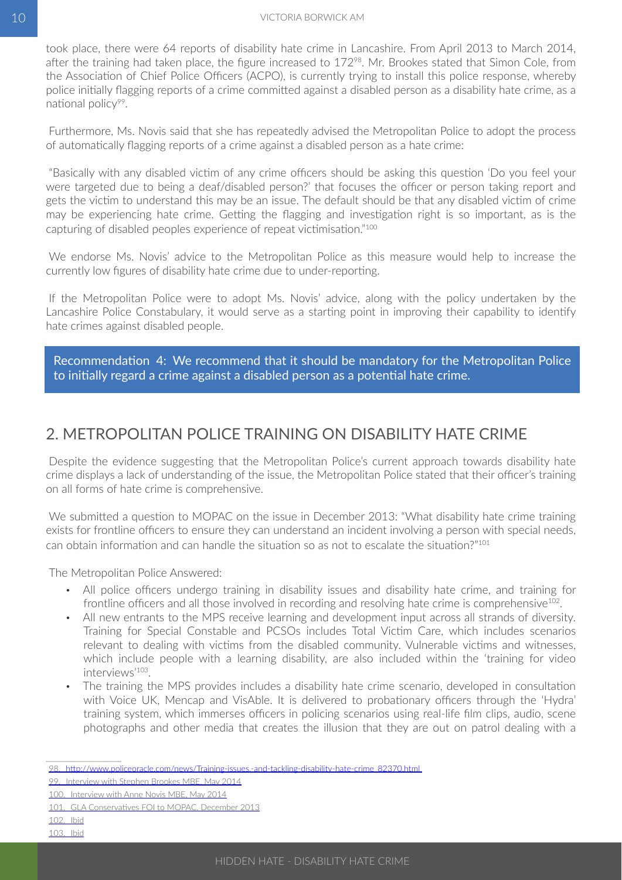took place, there were 64 reports of disability hate crime in Lancashire. From April 2013 to March 2014, after the training had taken place, the figure increased to 172[98]. Mr. Brookes stated that Simon Cole, from the Association of Chief Police Officers (ACPO), is currently trying to install this police response, whereby police initially flagging reports of a crime committed against a disabled person as a disability hate crime, as a national policy[99].

Furthermore, Ms. Novis said that she has repeatedly advised the Metropolitan Police to adopt the process of automatically flagging reports of a crime against a disabled person as a hate crime:

"Basically with any disabled victim of any crime officers should be asking this question 'Do you feel your were targeted due to being a deaf/disabled person?' that focuses the officer or person taking report and gets the victim to understand this may be an issue. The default should be that any disabled victim of crime may be experiencing hate crime. Getting the flagging and investigation right is so important, as is the capturing of disabled peoples experience of repeat victimisation."[100]

We endorse Ms. Novis' advice to the Metropolitan Police as this measure would help to increase the currently low figures of disability hate crime due to under-reporting.

If the Metropolitan Police were to adopt Ms. Novis' advice, along with the policy undertaken by the Lancashire Police Constabulary, it would serve as a starting point in improving their capability to identify hate crimes against disabled people.

> Recommendation 4: We recommend that it should be mandatory for the Metropolitan Police to initially regard a crime against a disabled person as a potential hate crime.

## 2. METROPOLITAN POLICE TRAINING ON DISABILITY HATE CRIME

Despite the evidence suggesting that the Metropolitan Police's current approach towards disability hate crime displays a lack of understanding of the issue, the Metropolitan Police stated that their officer's training on all forms of hate crime is comprehensive.

We submitted a question to MOPAC on the issue in December 2013: "What disability hate crime training exists for frontline officers to ensure they can understand an incident involving a person with special needs, can obtain information and can handle the situation so as not to escalate the situation?"[101]

The Metropolitan Police Answered:

- All police officers undergo training in disability issues and disability hate crime, and training for frontline officers and all those involved in recording and resolving hate crime is comprehensive[102].
- All new entrants to the MPS receive learning and development input across all strands of diversity. Training for Special Constable and PCSOs includes Total Victim Care, which includes scenarios relevant to dealing with victims from the disabled community. Vulnerable victims and witnesses, which include people with a learning disability, are also included within the 'training for video interviews'[103].
- The training the MPS provides includes a disability hate crime scenario, developed in consultation with Voice UK, Mencap and VisAble. It is delivered to probationary officers through the 'Hydra' training system, which immerses officers in policing scenarios using real-life film clips, audio, scene photographs and other media that creates the illusion that they are out on patrol dealing with a

---

98. http://www.policeoracle.com/news/Training-issues,-and-tackling-disability-hate-crime_82370.html
99. Interview with Stephen Brookes MBE, May 2014
100. Interview with Anne Novis MBE, May 2014
101. GLA Conservatives FOI to MOPAC, December 2013
102. Ibid
103. Ibid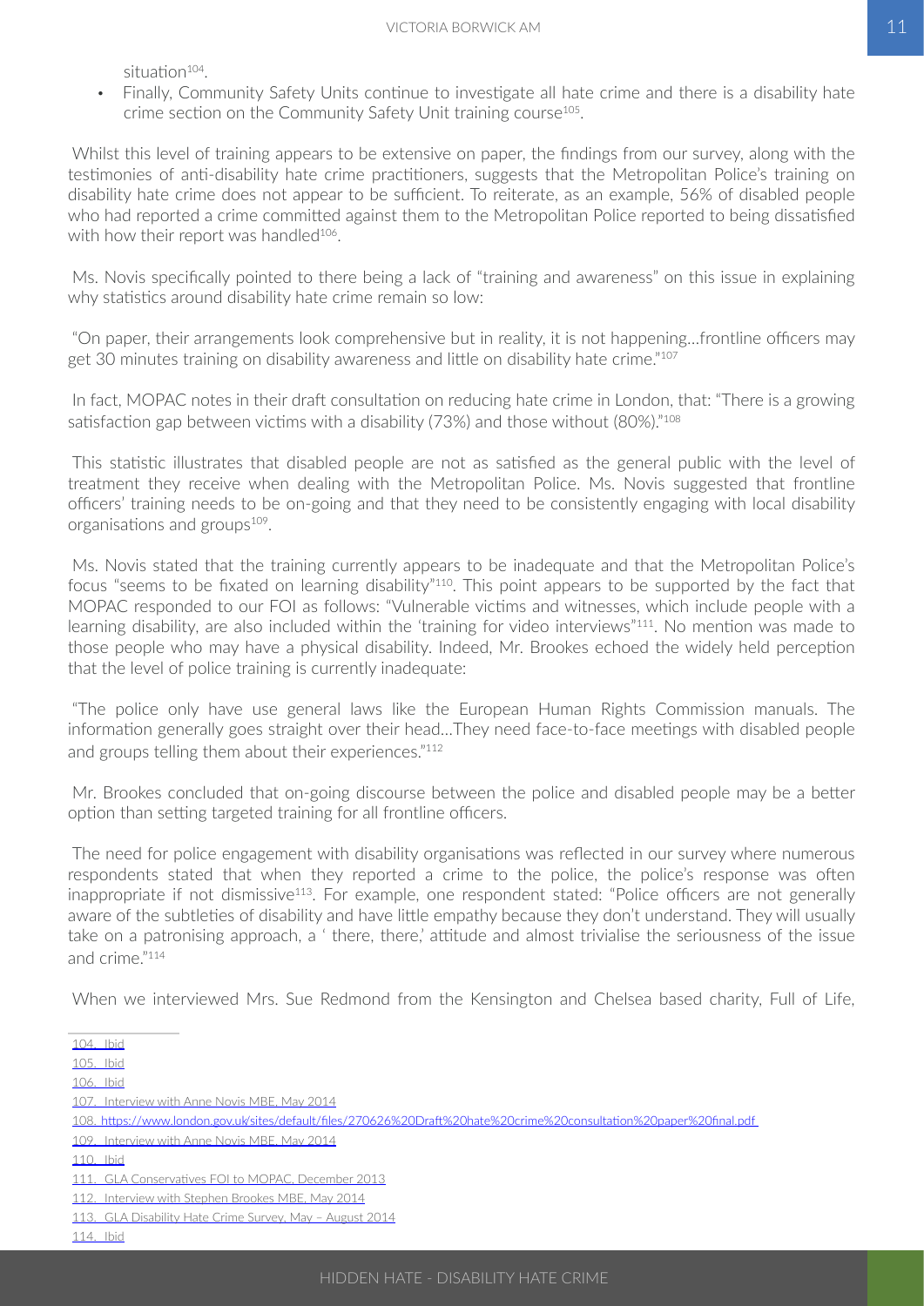situation[104].

- Finally, Community Safety Units continue to investigate all hate crime and there is a disability hate crime section on the Community Safety Unit training course[105].

Whilst this level of training appears to be extensive on paper, the findings from our survey, along with the testimonies of anti-disability hate crime practitioners, suggests that the Metropolitan Police's training on disability hate crime does not appear to be sufficient. To reiterate, as an example, 56% of disabled people who had reported a crime committed against them to the Metropolitan Police reported to being dissatisfied with how their report was handled[106].

Ms. Novis specifically pointed to there being a lack of "training and awareness" on this issue in explaining why statistics around disability hate crime remain so low:

"On paper, their arrangements look comprehensive but in reality, it is not happening...frontline officers may get 30 minutes training on disability awareness and little on disability hate crime."[107]

In fact, MOPAC notes in their draft consultation on reducing hate crime in London, that: "There is a growing satisfaction gap between victims with a disability (73%) and those without (80%)."[108]

This statistic illustrates that disabled people are not as satisfied as the general public with the level of treatment they receive when dealing with the Metropolitan Police. Ms. Novis suggested that frontline officers' training needs to be on-going and that they need to be consistently engaging with local disability organisations and groups[109].

Ms. Novis stated that the training currently appears to be inadequate and that the Metropolitan Police's focus "seems to be fixated on learning disability"[110]. This point appears to be supported by the fact that MOPAC responded to our FOI as follows: "Vulnerable victims and witnesses, which include people with a learning disability, are also included within the 'training for video interviews"[111]. No mention was made to those people who may have a physical disability. Indeed, Mr. Brookes echoed the widely held perception that the level of police training is currently inadequate:

"The police only have use general laws like the European Human Rights Commission manuals. The information generally goes straight over their head...They need face-to-face meetings with disabled people and groups telling them about their experiences."[112]

Mr. Brookes concluded that on-going discourse between the police and disabled people may be a better option than setting targeted training for all frontline officers.

The need for police engagement with disability organisations was reflected in our survey where numerous respondents stated that when they reported a crime to the police, the police's response was often inappropriate if not dismissive[113]. For example, one respondent stated: "Police officers are not generally aware of the subtleties of disability and have little empathy because they don't understand. They will usually take on a patronising approach, a ' there, there,' attitude and almost trivialise the seriousness of the issue and crime."[114]

When we interviewed Mrs. Sue Redmond from the Kensington and Chelsea based charity, Full of Life,

---

104. Ibid
105. Ibid
106. Ibid
107. Interview with Anne Novis MBE, May 2014
108. https://www.london.gov.uk/sites/default/files/270626%20Draft%20hate%20crime%20consultation%20paper%20final.pdf
109. Interview with Anne Novis MBE, May 2014
110. Ibid
111. GLA Conservatives FOI to MOPAC, December 2013
112. Interview with Stephen Brookes MBE, May 2014
113. GLA Disability Hate Crime Survey, May – August 2014
114. Ibid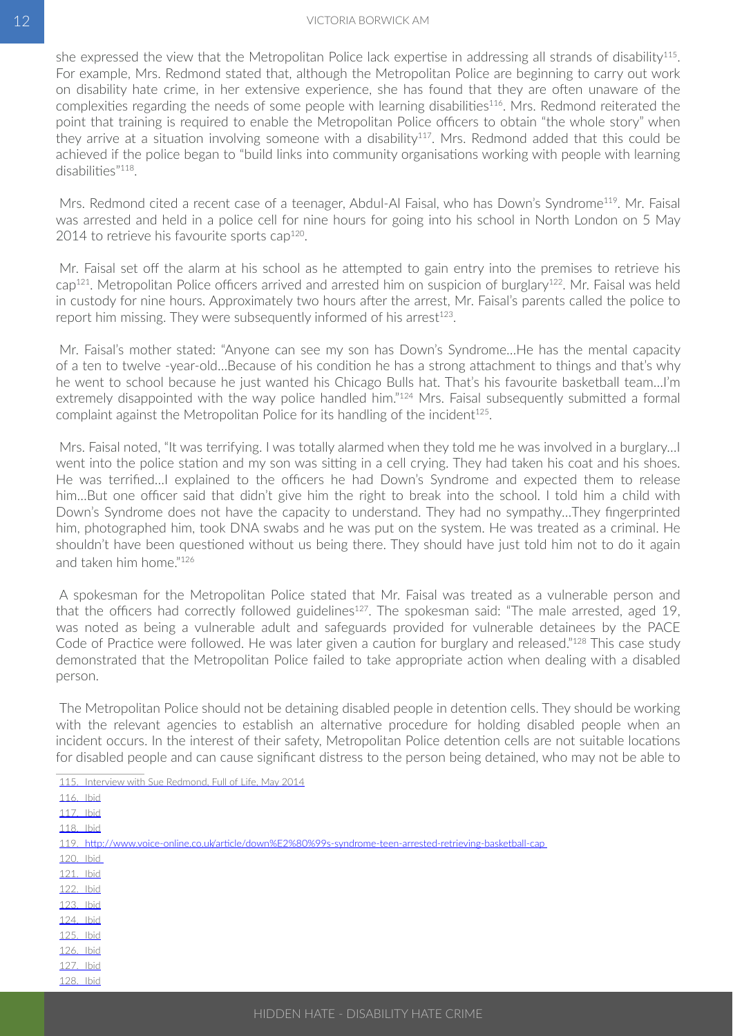she expressed the view that the Metropolitan Police lack expertise in addressing all strands of disability[115]. For example, Mrs. Redmond stated that, although the Metropolitan Police are beginning to carry out work on disability hate crime, in her extensive experience, she has found that they are often unaware of the complexities regarding the needs of some people with learning disabilities[116]. Mrs. Redmond reiterated the point that training is required to enable the Metropolitan Police officers to obtain "the whole story" when they arrive at a situation involving someone with a disability[117]. Mrs. Redmond added that this could be achieved if the police began to "build links into community organisations working with people with learning disabilities"[118].

Mrs. Redmond cited a recent case of a teenager, Abdul-Al Faisal, who has Down's Syndrome[119]. Mr. Faisal was arrested and held in a police cell for nine hours for going into his school in North London on 5 May 2014 to retrieve his favourite sports cap[120].

Mr. Faisal set off the alarm at his school as he attempted to gain entry into the premises to retrieve his cap[121]. Metropolitan Police officers arrived and arrested him on suspicion of burglary[122]. Mr. Faisal was held in custody for nine hours. Approximately two hours after the arrest, Mr. Faisal's parents called the police to report him missing. They were subsequently informed of his arrest[123].

Mr. Faisal's mother stated: "Anyone can see my son has Down's Syndrome…He has the mental capacity of a ten to twelve -year-old…Because of his condition he has a strong attachment to things and that's why he went to school because he just wanted his Chicago Bulls hat. That's his favourite basketball team…I'm extremely disappointed with the way police handled him."[124] Mrs. Faisal subsequently submitted a formal complaint against the Metropolitan Police for its handling of the incident[125].

Mrs. Faisal noted, "It was terrifying. I was totally alarmed when they told me he was involved in a burglary…I went into the police station and my son was sitting in a cell crying. They had taken his coat and his shoes. He was terrified…I explained to the officers he had Down's Syndrome and expected them to release him…But one officer said that didn't give him the right to break into the school. I told him a child with Down's Syndrome does not have the capacity to understand. They had no sympathy…They fingerprinted him, photographed him, took DNA swabs and he was put on the system. He was treated as a criminal. He shouldn't have been questioned without us being there. They should have just told him not to do it again and taken him home."[126]

A spokesman for the Metropolitan Police stated that Mr. Faisal was treated as a vulnerable person and that the officers had correctly followed guidelines[127]. The spokesman said: "The male arrested, aged 19, was noted as being a vulnerable adult and safeguards provided for vulnerable detainees by the PACE Code of Practice were followed. He was later given a caution for burglary and released."[128] This case study demonstrated that the Metropolitan Police failed to take appropriate action when dealing with a disabled person.

The Metropolitan Police should not be detaining disabled people in detention cells. They should be working with the relevant agencies to establish an alternative procedure for holding disabled people when an incident occurs. In the interest of their safety, Metropolitan Police detention cells are not suitable locations for disabled people and can cause significant distress to the person being detained, who may not be able to

---

115. Interview with Sue Redmond, Full of Life, May 2014
116. Ibid
117. Ibid
118. Ibid
119. http://www.voice-online.co.uk/article/down%E2%80%99s-syndrome-teen-arrested-retrieving-basketball-cap
120. Ibid
121. Ibid
122. Ibid
123. Ibid
124. Ibid
125. Ibid
126. Ibid
127. Ibid
128. Ibid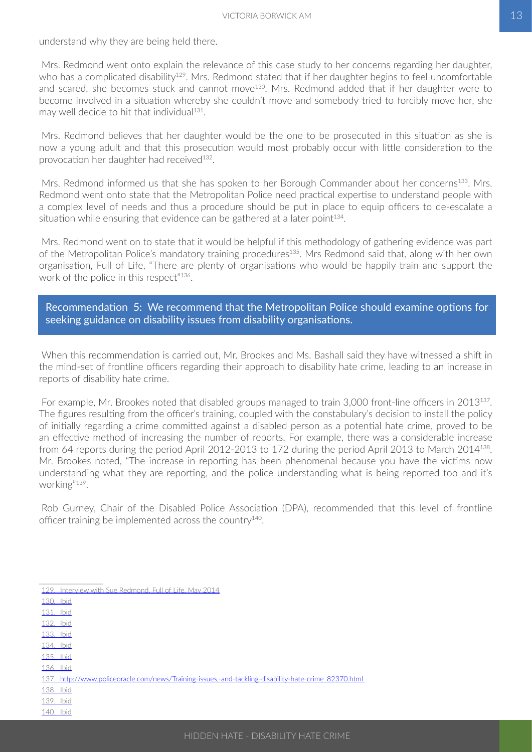understand why they are being held there.

Mrs. Redmond went onto explain the relevance of this case study to her concerns regarding her daughter, who has a complicated disability[129]. Mrs. Redmond stated that if her daughter begins to feel uncomfortable and scared, she becomes stuck and cannot move[130]. Mrs. Redmond added that if her daughter were to become involved in a situation whereby she couldn't move and somebody tried to forcibly move her, she may well decide to hit that individual[131].

Mrs. Redmond believes that her daughter would be the one to be prosecuted in this situation as she is now a young adult and that this prosecution would most probably occur with little consideration to the provocation her daughter had received[132].

Mrs. Redmond informed us that she has spoken to her Borough Commander about her concerns[133]. Mrs. Redmond went onto state that the Metropolitan Police need practical expertise to understand people with a complex level of needs and thus a procedure should be put in place to equip officers to de-escalate a situation while ensuring that evidence can be gathered at a later point[134].

Mrs. Redmond went on to state that it would be helpful if this methodology of gathering evidence was part of the Metropolitan Police's mandatory training procedures[135]. Mrs Redmond said that, along with her own organisation, Full of Life, "There are plenty of organisations who would be happily train and support the work of the police in this respect"[136].

**Recommendation 5: We recommend that the Metropolitan Police should examine options for seeking guidance on disability issues from disability organisations.**

When this recommendation is carried out, Mr. Brookes and Ms. Bashall said they have witnessed a shift in the mind-set of frontline officers regarding their approach to disability hate crime, leading to an increase in reports of disability hate crime.

For example, Mr. Brookes noted that disabled groups managed to train 3,000 front-line officers in 2013[137]. The figures resulting from the officer's training, coupled with the constabulary's decision to install the policy of initially regarding a crime committed against a disabled person as a potential hate crime, proved to be an effective method of increasing the number of reports. For example, there was a considerable increase from 64 reports during the period April 2012-2013 to 172 during the period April 2013 to March 2014[138]. Mr. Brookes noted, "The increase in reporting has been phenomenal because you have the victims now understanding what they are reporting, and the police understanding what is being reported too and it's working"[139].

Rob Gurney, Chair of the Disabled Police Association (DPA), recommended that this level of frontline officer training be implemented across the country[140].

---

129. Interview with Sue Redmond, Full of Life, May 2014
130. Ibid
131. Ibid
132. Ibid
133. Ibid
134. Ibid
135. Ibid
136. Ibid
137. http://www.policeoracle.com/news/Training-issues,-and-tackling-disability-hate-crime_82370.html
138. Ibid
139. Ibid
140. Ibid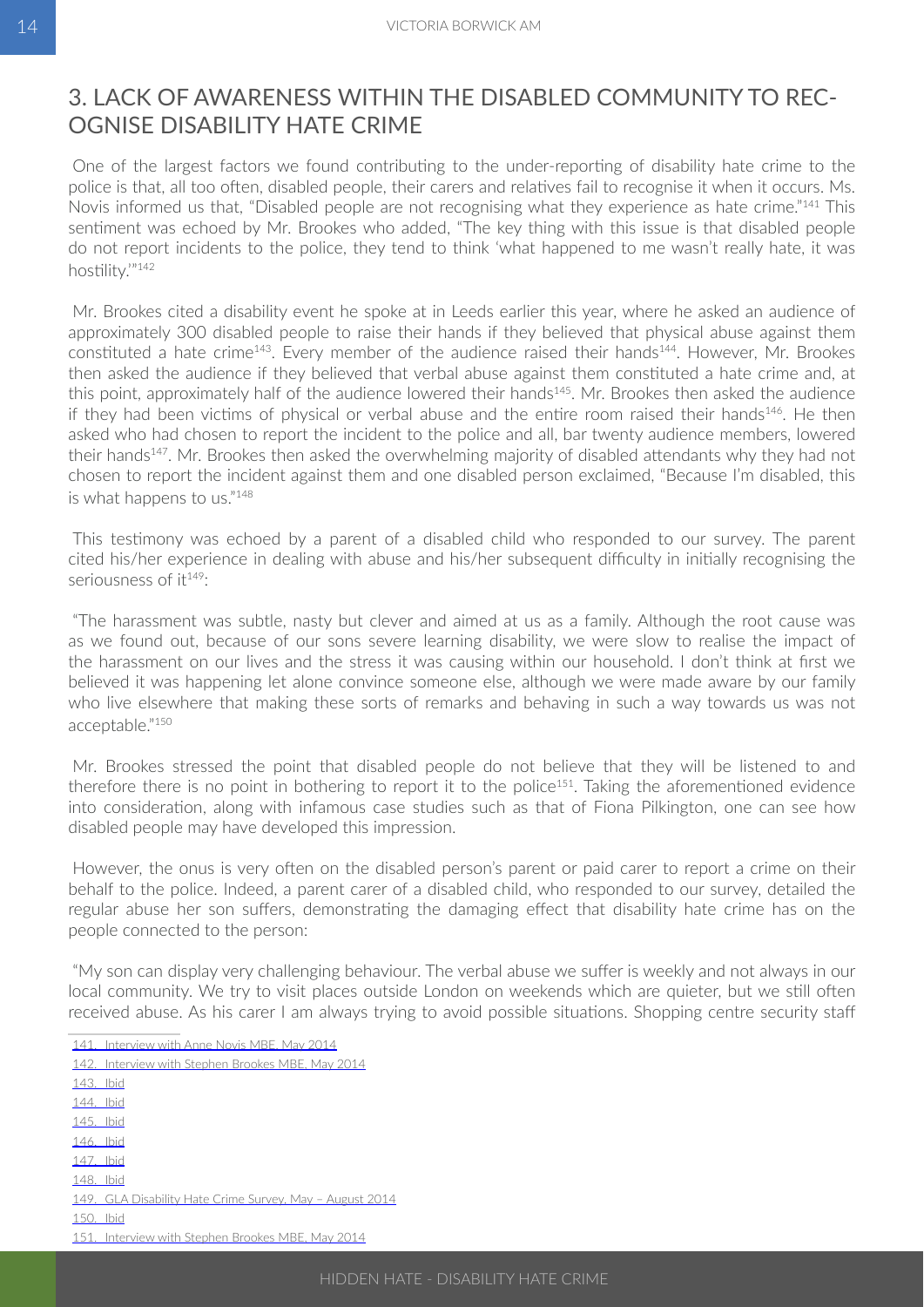## 3. LACK OF AWARENESS WITHIN THE DISABLED COMMUNITY TO RECOGNISE DISABILITY HATE CRIME

One of the largest factors we found contributing to the under-reporting of disability hate crime to the police is that, all too often, disabled people, their carers and relatives fail to recognise it when it occurs. Ms. Novis informed us that, "Disabled people are not recognising what they experience as hate crime."[141] This sentiment was echoed by Mr. Brookes who added, "The key thing with this issue is that disabled people do not report incidents to the police, they tend to think 'what happened to me wasn't really hate, it was hostility.'"[142]

Mr. Brookes cited a disability event he spoke at in Leeds earlier this year, where he asked an audience of approximately 300 disabled people to raise their hands if they believed that physical abuse against them constituted a hate crime[143]. Every member of the audience raised their hands[144]. However, Mr. Brookes then asked the audience if they believed that verbal abuse against them constituted a hate crime and, at this point, approximately half of the audience lowered their hands[145]. Mr. Brookes then asked the audience if they had been victims of physical or verbal abuse and the entire room raised their hands[146]. He then asked who had chosen to report the incident to the police and all, bar twenty audience members, lowered their hands[147]. Mr. Brookes then asked the overwhelming majority of disabled attendants why they had not chosen to report the incident against them and one disabled person exclaimed, "Because I'm disabled, this is what happens to us."[148]

This testimony was echoed by a parent of a disabled child who responded to our survey. The parent cited his/her experience in dealing with abuse and his/her subsequent difficulty in initially recognising the seriousness of it[149]:

"The harassment was subtle, nasty but clever and aimed at us as a family. Although the root cause was as we found out, because of our sons severe learning disability, we were slow to realise the impact of the harassment on our lives and the stress it was causing within our household. I don't think at first we believed it was happening let alone convince someone else, although we were made aware by our family who live elsewhere that making these sorts of remarks and behaving in such a way towards us was not acceptable."[150]

Mr. Brookes stressed the point that disabled people do not believe that they will be listened to and therefore there is no point in bothering to report it to the police[151]. Taking the aforementioned evidence into consideration, along with infamous case studies such as that of Fiona Pilkington, one can see how disabled people may have developed this impression.

However, the onus is very often on the disabled person's parent or paid carer to report a crime on their behalf to the police. Indeed, a parent carer of a disabled child, who responded to our survey, detailed the regular abuse her son suffers, demonstrating the damaging effect that disability hate crime has on the people connected to the person:

"My son can display very challenging behaviour. The verbal abuse we suffer is weekly and not always in our local community. We try to visit places outside London on weekends which are quieter, but we still often received abuse. As his carer I am always trying to avoid possible situations. Shopping centre security staff

---

141. Interview with Anne Novis MBE, May 2014
142. Interview with Stephen Brookes MBE, May 2014
143. Ibid
144. Ibid
145. Ibid
146. Ibid
147. Ibid
148. Ibid
149. GLA Disability Hate Crime Survey, May – August 2014
150. Ibid
151. Interview with Stephen Brookes MBE, May 2014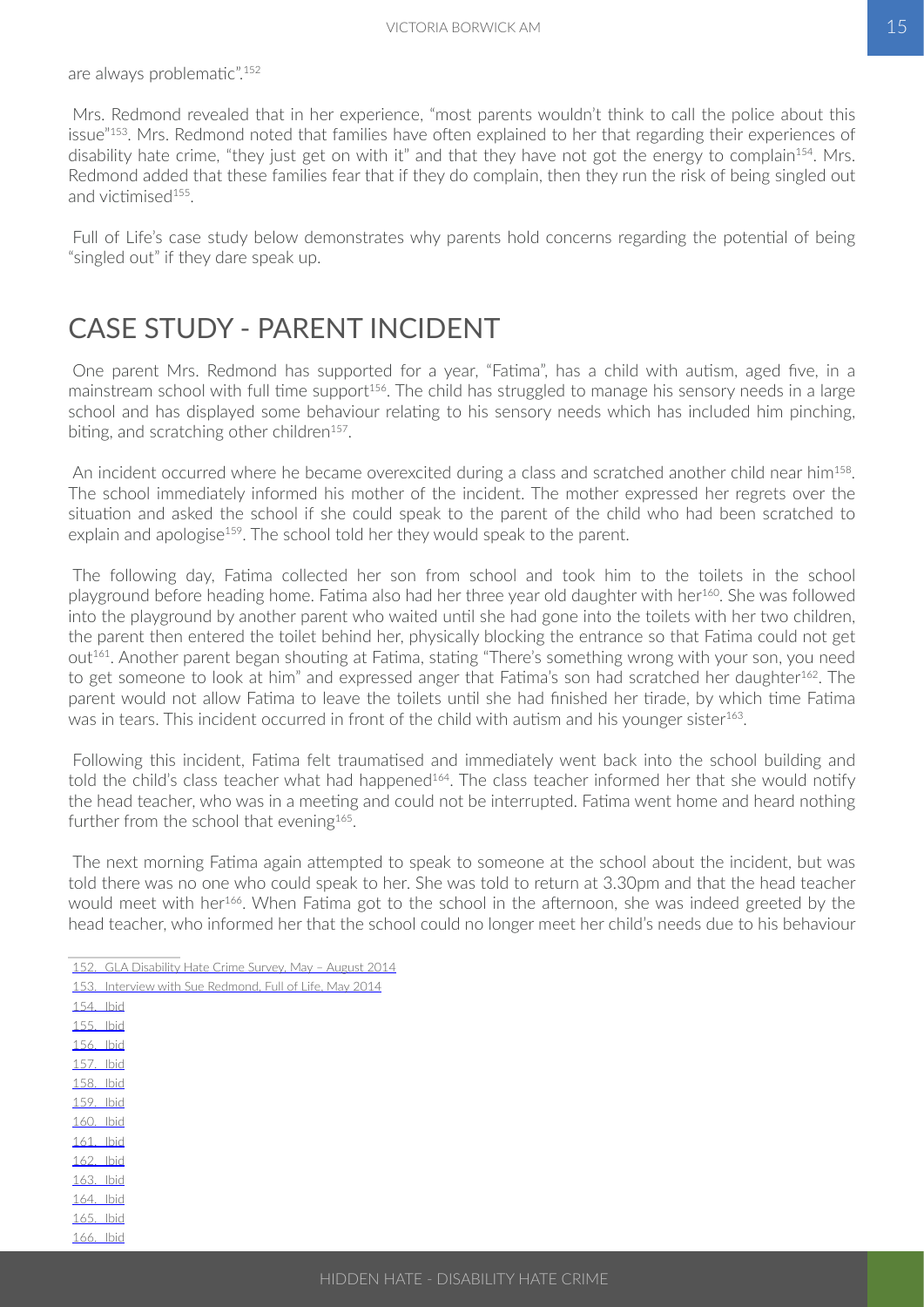are always problematic".[152]

Mrs. Redmond revealed that in her experience, "most parents wouldn't think to call the police about this issue"[153]. Mrs. Redmond noted that families have often explained to her that regarding their experiences of disability hate crime, "they just get on with it" and that they have not got the energy to complain[154]. Mrs. Redmond added that these families fear that if they do complain, then they run the risk of being singled out and victimised[155].

Full of Life's case study below demonstrates why parents hold concerns regarding the potential of being "singled out" if they dare speak up.

## CASE STUDY - PARENT INCIDENT

One parent Mrs. Redmond has supported for a year, "Fatima", has a child with autism, aged five, in a mainstream school with full time support[156]. The child has struggled to manage his sensory needs in a large school and has displayed some behaviour relating to his sensory needs which has included him pinching, biting, and scratching other children[157].

An incident occurred where he became overexcited during a class and scratched another child near him[158]. The school immediately informed his mother of the incident. The mother expressed her regrets over the situation and asked the school if she could speak to the parent of the child who had been scratched to explain and apologise[159]. The school told her they would speak to the parent.

The following day, Fatima collected her son from school and took him to the toilets in the school playground before heading home. Fatima also had her three year old daughter with her[160]. She was followed into the playground by another parent who waited until she had gone into the toilets with her two children, the parent then entered the toilet behind her, physically blocking the entrance so that Fatima could not get out[161]. Another parent began shouting at Fatima, stating "There's something wrong with your son, you need to get someone to look at him" and expressed anger that Fatima's son had scratched her daughter[162]. The parent would not allow Fatima to leave the toilets until she had finished her tirade, by which time Fatima was in tears. This incident occurred in front of the child with autism and his younger sister[163].

Following this incident, Fatima felt traumatised and immediately went back into the school building and told the child's class teacher what had happened[164]. The class teacher informed her that she would notify the head teacher, who was in a meeting and could not be interrupted. Fatima went home and heard nothing further from the school that evening[165].

The next morning Fatima again attempted to speak to someone at the school about the incident, but was told there was no one who could speak to her. She was told to return at 3.30pm and that the head teacher would meet with her[166]. When Fatima got to the school in the afternoon, she was indeed greeted by the head teacher, who informed her that the school could no longer meet her child's needs due to his behaviour

152. GLA Disability Hate Crime Survey, May – August 2014
153. Interview with Sue Redmond, Full of Life, May 2014
154. Ibid
155. Ibid
156. Ibid
157. Ibid
158. Ibid
159. Ibid
160. Ibid
161. Ibid
162. Ibid
163. Ibid
164. Ibid
165. Ibid
166. Ibid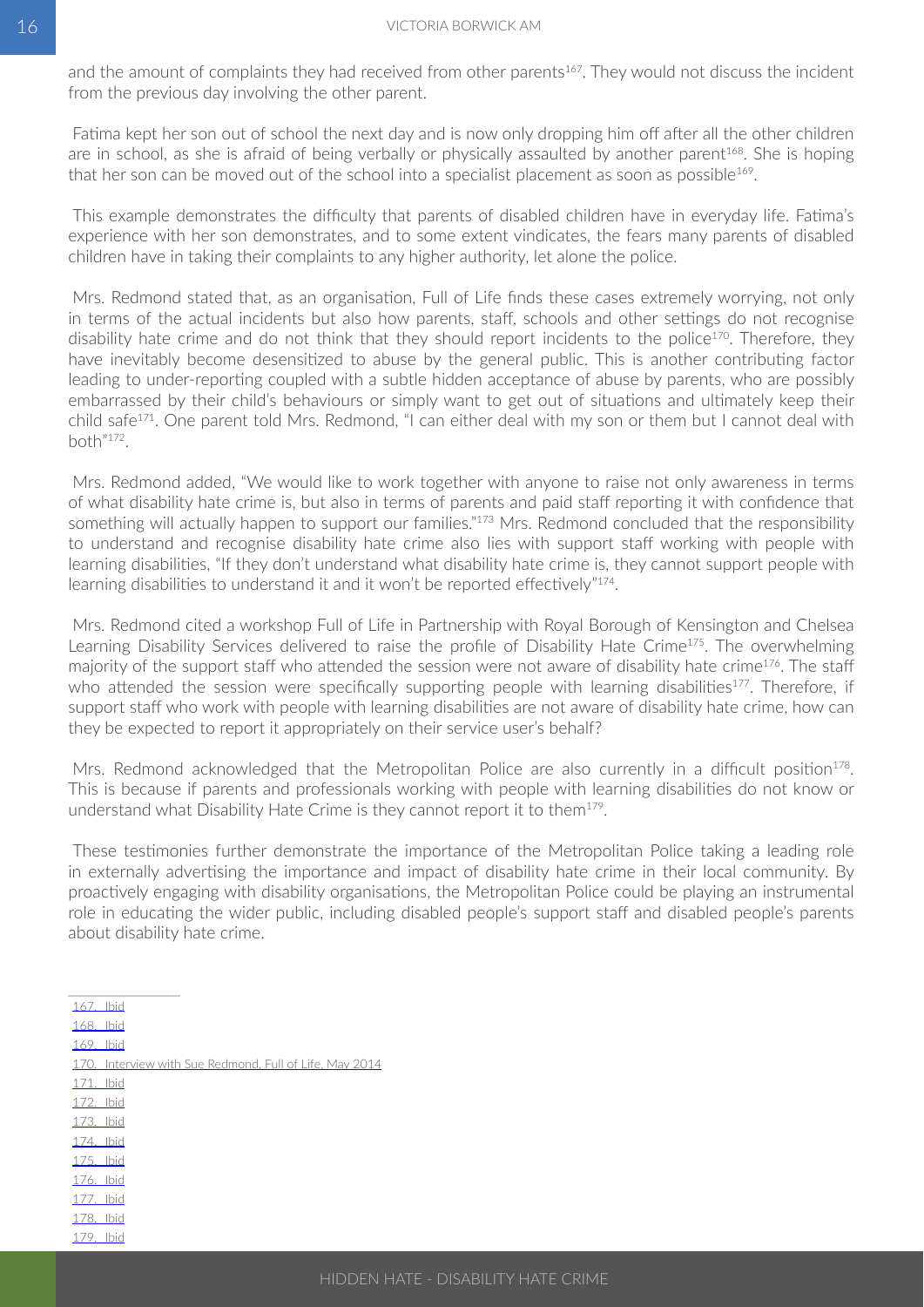and the amount of complaints they had received from other parents[167]. They would not discuss the incident from the previous day involving the other parent.

Fatima kept her son out of school the next day and is now only dropping him off after all the other children are in school, as she is afraid of being verbally or physically assaulted by another parent[168]. She is hoping that her son can be moved out of the school into a specialist placement as soon as possible[169].

This example demonstrates the difficulty that parents of disabled children have in everyday life. Fatima's experience with her son demonstrates, and to some extent vindicates, the fears many parents of disabled children have in taking their complaints to any higher authority, let alone the police.

Mrs. Redmond stated that, as an organisation, Full of Life finds these cases extremely worrying, not only in terms of the actual incidents but also how parents, staff, schools and other settings do not recognise disability hate crime and do not think that they should report incidents to the police[170]. Therefore, they have inevitably become desensitized to abuse by the general public. This is another contributing factor leading to under-reporting coupled with a subtle hidden acceptance of abuse by parents, who are possibly embarrassed by their child's behaviours or simply want to get out of situations and ultimately keep their child safe[171]. One parent told Mrs. Redmond, "I can either deal with my son or them but I cannot deal with both"[172].

Mrs. Redmond added, "We would like to work together with anyone to raise not only awareness in terms of what disability hate crime is, but also in terms of parents and paid staff reporting it with confidence that something will actually happen to support our families."[173] Mrs. Redmond concluded that the responsibility to understand and recognise disability hate crime also lies with support staff working with people with learning disabilities, "If they don't understand what disability hate crime is, they cannot support people with learning disabilities to understand it and it won't be reported effectively"[174].

Mrs. Redmond cited a workshop Full of Life in Partnership with Royal Borough of Kensington and Chelsea Learning Disability Services delivered to raise the profile of Disability Hate Crime[175]. The overwhelming majority of the support staff who attended the session were not aware of disability hate crime[176]. The staff who attended the session were specifically supporting people with learning disabilities[177]. Therefore, if support staff who work with people with learning disabilities are not aware of disability hate crime, how can they be expected to report it appropriately on their service user's behalf?

Mrs. Redmond acknowledged that the Metropolitan Police are also currently in a difficult position[178]. This is because if parents and professionals working with people with learning disabilities do not know or understand what Disability Hate Crime is they cannot report it to them[179].

These testimonies further demonstrate the importance of the Metropolitan Police taking a leading role in externally advertising the importance and impact of disability hate crime in their local community. By proactively engaging with disability organisations, the Metropolitan Police could be playing an instrumental role in educating the wider public, including disabled people's support staff and disabled people's parents about disability hate crime.

---

167. Ibid
168. Ibid
169. Ibid
170. Interview with Sue Redmond, Full of Life, May 2014
171. Ibid
172. Ibid
173. Ibid
174. Ibid
175. Ibid
176. Ibid
177. Ibid
178. Ibid
179. Ibid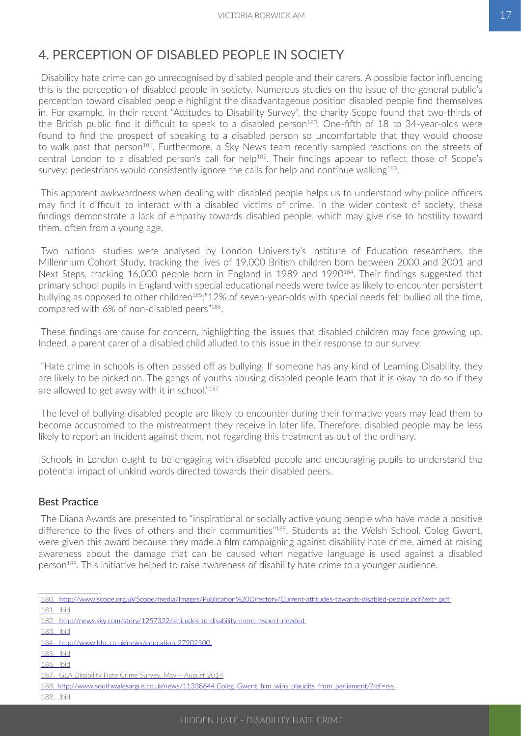## 4. PERCEPTION OF DISABLED PEOPLE IN SOCIETY

Disability hate crime can go unrecognised by disabled people and their carers. A possible factor influencing this is the perception of disabled people in society. Numerous studies on the issue of the general public's perception toward disabled people highlight the disadvantageous position disabled people find themselves in. For example, in their recent "Attitudes to Disability Survey", the charity Scope found that two-thirds of the British public find it difficult to speak to a disabled person[180]. One-fifth of 18 to 34-year-olds were found to find the prospect of speaking to a disabled person so uncomfortable that they would choose to walk past that person[181]. Furthermore, a Sky News team recently sampled reactions on the streets of central London to a disabled person's call for help[182]. Their findings appear to reflect those of Scope's survey: pedestrians would consistently ignore the calls for help and continue walking[183].

This apparent awkwardness when dealing with disabled people helps us to understand why police officers may find it difficult to interact with a disabled victims of crime. In the wider context of society, these findings demonstrate a lack of empathy towards disabled people, which may give rise to hostility toward them, often from a young age.

Two national studies were analysed by London University's Institute of Education researchers, the Millennium Cohort Study, tracking the lives of 19,000 British children born between 2000 and 2001 and Next Steps, tracking 16,000 people born in England in 1989 and 1990[184]. Their findings suggested that primary school pupils in England with special educational needs were twice as likely to encounter persistent bullying as opposed to other children[185]:"12% of seven-year-olds with special needs felt bullied all the time, compared with 6% of non-disabled peers"[186].

These findings are cause for concern, highlighting the issues that disabled children may face growing up. Indeed, a parent carer of a disabled child alluded to this issue in their response to our survey:

"Hate crime in schools is often passed off as bullying. If someone has any kind of Learning Disability, they are likely to be picked on. The gangs of youths abusing disabled people learn that it is okay to do so if they are allowed to get away with it in school."[187]

The level of bullying disabled people are likely to encounter during their formative years may lead them to become accustomed to the mistreatment they receive in later life. Therefore, disabled people may be less likely to report an incident against them, not regarding this treatment as out of the ordinary.

Schools in London ought to be engaging with disabled people and encouraging pupils to understand the potential impact of unkind words directed towards their disabled peers.

### Best Practice

The Diana Awards are presented to "inspirational or socially active young people who have made a positive difference to the lives of others and their communities"[188]. Students at the Welsh School, Coleg Gwent, were given this award because they made a film campaigning against disability hate crime, aimed at raising awareness about the damage that can be caused when negative language is used against a disabled person[189]. This initiative helped to raise awareness of disability hate crime to a younger audience.

---

180. http://www.scope.org.uk/Scope/media/Images/Publication%20Directory/Current-attitudes-towards-disabled-people.pdf?ext=.pdf
181. Ibid
182. http://news.sky.com/story/1257322/attitudes-to-disability-more-respect-needed
183. Ibid
184. http://www.bbc.co.uk/news/education-27902500
185. Ibid
186. Ibid
187. GLA Disability Hate Crime Survey, May – August 2014
188. http://www.southwalesargus.co.uk/news/11338644.Coleg_Gwent_film_wins_plaudits_from_parliament/?ref=rss
189. Ibid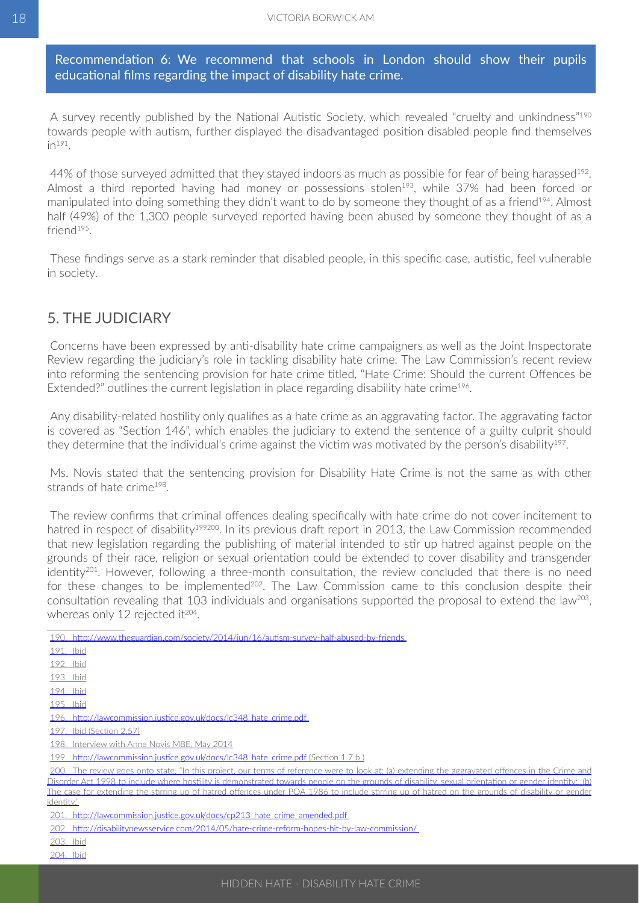Recommendation 6: We recommend that schools in London should show their pupils educational films regarding the impact of disability hate crime.

A survey recently published by the National Autistic Society, which revealed "cruelty and unkindness"[190] towards people with autism, further displayed the disadvantaged position disabled people find themselves in[191].

44% of those surveyed admitted that they stayed indoors as much as possible for fear of being harassed[192]. Almost a third reported having had money or possessions stolen[193], while 37% had been forced or manipulated into doing something they didn't want to do by someone they thought of as a friend[194]. Almost half (49%) of the 1,300 people surveyed reported having been abused by someone they thought of as a friend[195].

These findings serve as a stark reminder that disabled people, in this specific case, autistic, feel vulnerable in society.

## 5. THE JUDICIARY

Concerns have been expressed by anti-disability hate crime campaigners as well as the Joint Inspectorate Review regarding the judiciary's role in tackling disability hate crime. The Law Commission's recent review into reforming the sentencing provision for hate crime titled, "Hate Crime: Should the current Offences be Extended?" outlines the current legislation in place regarding disability hate crime[196].

Any disability-related hostility only qualifies as a hate crime as an aggravating factor. The aggravating factor is covered as "Section 146", which enables the judiciary to extend the sentence of a guilty culprit should they determine that the individual's crime against the victim was motivated by the person's disability[197].

Ms. Novis stated that the sentencing provision for Disability Hate Crime is not the same as with other strands of hate crime[198].

The review confirms that criminal offences dealing specifically with hate crime do not cover incitement to hatred in respect of disability[199][200]. In its previous draft report in 2013, the Law Commission recommended that new legislation regarding the publishing of material intended to stir up hatred against people on the grounds of their race, religion or sexual orientation could be extended to cover disability and transgender identity[201]. However, following a three-month consultation, the review concluded that there is no need for these changes to be implemented[202]. The Law Commission came to this conclusion despite their consultation revealing that 103 individuals and organisations supported the proposal to extend the law[203], whereas only 12 rejected it[204].

---

190. http://www.theguardian.com/society/2014/jun/16/autism-survey-half-abused-by-friends
191. Ibid
192. Ibid
193. Ibid
194. Ibid
195. Ibid
196. http://lawcommission.justice.gov.uk/docs/lc348_hate_crime.pdf
197. Ibid (Section 2.57)
198. Interview with Anne Novis MBE, May 2014
199. http://lawcommission.justice.gov.uk/docs/lc348_hate_crime.pdf (Section 1.7 b )
200. The review goes onto state, "In this project, our terms of reference were to look at: (a) extending the aggravated offences in the Crime and Disorder Act 1998 to include where hostility is demonstrated towards people on the grounds of disability, sexual orientation or gender identity; (b) The case for extending the stirring up of hatred offences under POA 1986 to include stirring up of hatred on the grounds of disability or gender identity."
201. http://lawcommission.justice.gov.uk/docs/cp213_hate_crime_amended.pdf
202. http://disabilitynewsservice.com/2014/05/hate-crime-reform-hopes-hit-by-law-commission/
203. Ibid
204. Ibid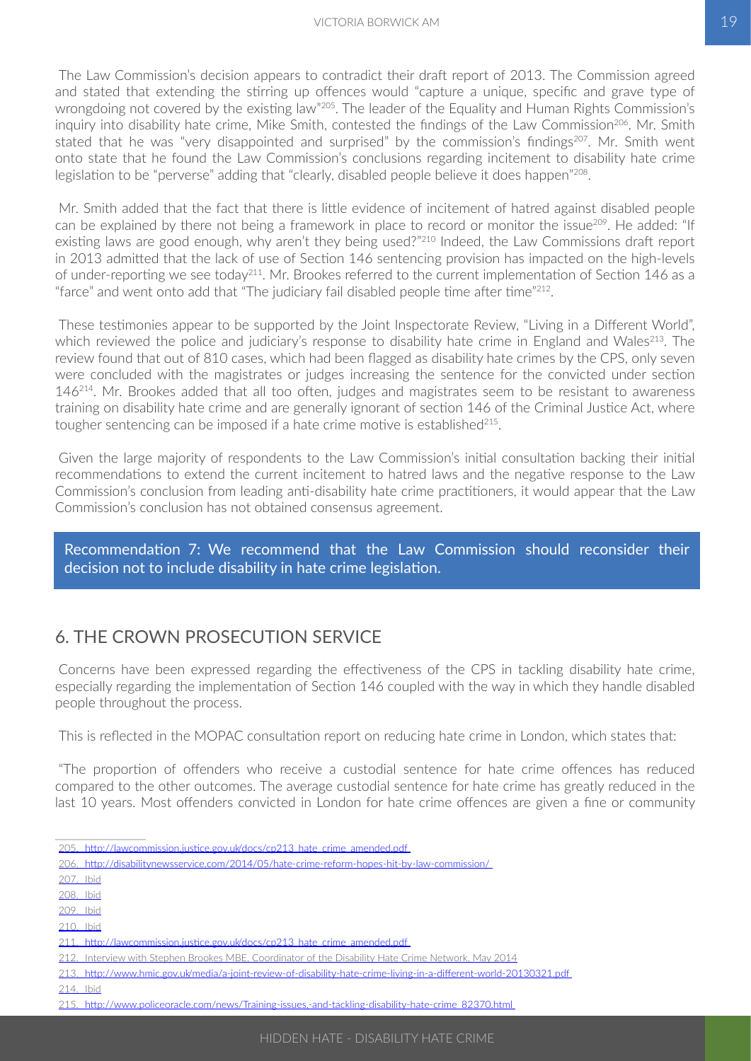The Law Commission's decision appears to contradict their draft report of 2013. The Commission agreed and stated that extending the stirring up offences would "capture a unique, specific and grave type of wrongdoing not covered by the existing law"[205]. The leader of the Equality and Human Rights Commission's inquiry into disability hate crime, Mike Smith, contested the findings of the Law Commission[206]. Mr. Smith stated that he was "very disappointed and surprised" by the commission's findings[207]. Mr. Smith went onto state that he found the Law Commission's conclusions regarding incitement to disability hate crime legislation to be "perverse" adding that "clearly, disabled people believe it does happen"[208].

Mr. Smith added that the fact that there is little evidence of incitement of hatred against disabled people can be explained by there not being a framework in place to record or monitor the issue[209]. He added: "If existing laws are good enough, why aren't they being used?"[210] Indeed, the Law Commissions draft report in 2013 admitted that the lack of use of Section 146 sentencing provision has impacted on the high-levels of under-reporting we see today[211]. Mr. Brookes referred to the current implementation of Section 146 as a "farce" and went onto add that "The judiciary fail disabled people time after time"[212].

These testimonies appear to be supported by the Joint Inspectorate Review, "Living in a Different World", which reviewed the police and judiciary's response to disability hate crime in England and Wales[213]. The review found that out of 810 cases, which had been flagged as disability hate crimes by the CPS, only seven were concluded with the magistrates or judges increasing the sentence for the convicted under section 146[214]. Mr. Brookes added that all too often, judges and magistrates seem to be resistant to awareness training on disability hate crime and are generally ignorant of section 146 of the Criminal Justice Act, where tougher sentencing can be imposed if a hate crime motive is established[215].

Given the large majority of respondents to the Law Commission's initial consultation backing their initial recommendations to extend the current incitement to hatred laws and the negative response to the Law Commission's conclusion from leading anti-disability hate crime practitioners, it would appear that the Law Commission's conclusion has not obtained consensus agreement.

> Recommendation 7: We recommend that the Law Commission should reconsider their decision not to include disability in hate crime legislation.

## 6. THE CROWN PROSECUTION SERVICE

Concerns have been expressed regarding the effectiveness of the CPS in tackling disability hate crime, especially regarding the implementation of Section 146 coupled with the way in which they handle disabled people throughout the process.

This is reflected in the MOPAC consultation report on reducing hate crime in London, which states that:

"The proportion of offenders who receive a custodial sentence for hate crime offences has reduced compared to the other outcomes. The average custodial sentence for hate crime has greatly reduced in the last 10 years. Most offenders convicted in London for hate crime offences are given a fine or community

---

205. http://lawcommission.justice.gov.uk/docs/cp213_hate_crime_amended.pdf
206. http://disabilitynewsservice.com/2014/05/hate-crime-reform-hopes-hit-by-law-commission/
207. Ibid
208. Ibid
209. Ibid
210. Ibid
211. http://lawcommission.justice.gov.uk/docs/cp213_hate_crime_amended.pdf
212. Interview with Stephen Brookes MBE, Coordinator of the Disability Hate Crime Network, May 2014
213. http://www.hmic.gov.uk/media/a-joint-review-of-disability-hate-crime-living-in-a-different-world-20130321.pdf
214. Ibid
215. http://www.policeoracle.com/news/Training-issues,-and-tackling-disability-hate-crime_82370.html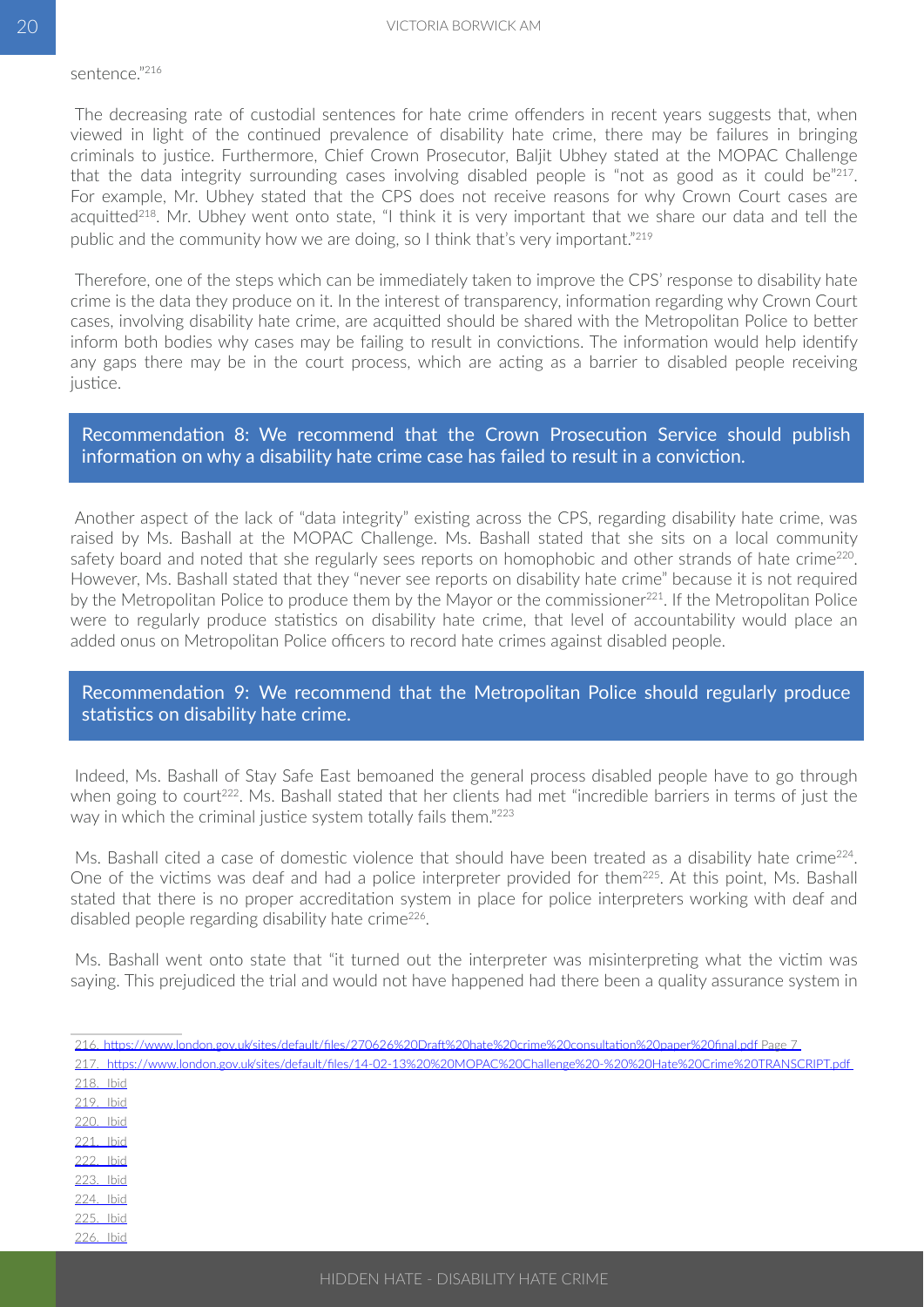sentence."[216]

The decreasing rate of custodial sentences for hate crime offenders in recent years suggests that, when viewed in light of the continued prevalence of disability hate crime, there may be failures in bringing criminals to justice. Furthermore, Chief Crown Prosecutor, Baljit Ubhey stated at the MOPAC Challenge that the data integrity surrounding cases involving disabled people is "not as good as it could be"[217]. For example, Mr. Ubhey stated that the CPS does not receive reasons for why Crown Court cases are acquitted[218]. Mr. Ubhey went onto state, "I think it is very important that we share our data and tell the public and the community how we are doing, so I think that's very important."[219]

Therefore, one of the steps which can be immediately taken to improve the CPS' response to disability hate crime is the data they produce on it. In the interest of transparency, information regarding why Crown Court cases, involving disability hate crime, are acquitted should be shared with the Metropolitan Police to better inform both bodies why cases may be failing to result in convictions. The information would help identify any gaps there may be in the court process, which are acting as a barrier to disabled people receiving justice.

**Recommendation 8: We recommend that the Crown Prosecution Service should publish information on why a disability hate crime case has failed to result in a conviction.**

Another aspect of the lack of "data integrity" existing across the CPS, regarding disability hate crime, was raised by Ms. Bashall at the MOPAC Challenge. Ms. Bashall stated that she sits on a local community safety board and noted that she regularly sees reports on homophobic and other strands of hate crime[220]. However, Ms. Bashall stated that they "never see reports on disability hate crime" because it is not required by the Metropolitan Police to produce them by the Mayor or the commissioner[221]. If the Metropolitan Police were to regularly produce statistics on disability hate crime, that level of accountability would place an added onus on Metropolitan Police officers to record hate crimes against disabled people.

**Recommendation 9: We recommend that the Metropolitan Police should regularly produce statistics on disability hate crime.**

Indeed, Ms. Bashall of Stay Safe East bemoaned the general process disabled people have to go through when going to court[222]. Ms. Bashall stated that her clients had met "incredible barriers in terms of just the way in which the criminal justice system totally fails them."[223]

Ms. Bashall cited a case of domestic violence that should have been treated as a disability hate crime[224]. One of the victims was deaf and had a police interpreter provided for them[225]. At this point, Ms. Bashall stated that there is no proper accreditation system in place for police interpreters working with deaf and disabled people regarding disability hate crime[226].

Ms. Bashall went onto state that "it turned out the interpreter was misinterpreting what the victim was saying. This prejudiced the trial and would not have happened had there been a quality assurance system in

---

216. https://www.london.gov.uk/sites/default/files/270626%20Draft%20hate%20crime%20consultation%20paper%20final.pdf Page 7
217. https://www.london.gov.uk/sites/default/files/14-02-13%20%20MOPAC%20Challenge%20-%20%20Hate%20Crime%20TRANSCRIPT.pdf
218. Ibid
219. Ibid
220. Ibid
221. Ibid
222. Ibid
223. Ibid
224. Ibid
225. Ibid
226. Ibid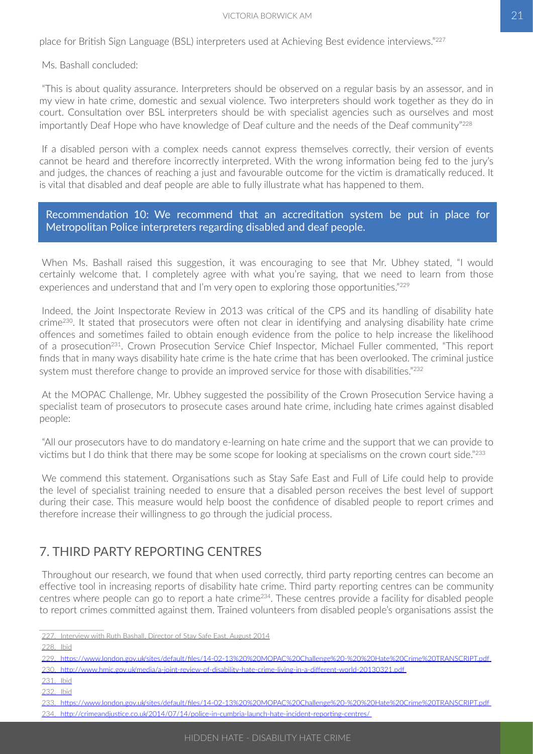place for British Sign Language (BSL) interpreters used at Achieving Best evidence interviews."[227]

Ms. Bashall concluded:

"This is about quality assurance. Interpreters should be observed on a regular basis by an assessor, and in my view in hate crime, domestic and sexual violence. Two interpreters should work together as they do in court. Consultation over BSL interpreters should be with specialist agencies such as ourselves and most importantly Deaf Hope who have knowledge of Deaf culture and the needs of the Deaf community"[228]

If a disabled person with a complex needs cannot express themselves correctly, their version of events cannot be heard and therefore incorrectly interpreted. With the wrong information being fed to the jury's and judges, the chances of reaching a just and favourable outcome for the victim is dramatically reduced. It is vital that disabled and deaf people are able to fully illustrate what has happened to them.

**Recommendation 10: We recommend that an accreditation system be put in place for Metropolitan Police interpreters regarding disabled and deaf people.**

When Ms. Bashall raised this suggestion, it was encouraging to see that Mr. Ubhey stated, "I would certainly welcome that. I completely agree with what you're saying, that we need to learn from those experiences and understand that and I'm very open to exploring those opportunities."[229]

Indeed, the Joint Inspectorate Review in 2013 was critical of the CPS and its handling of disability hate crime[230]. It stated that prosecutors were often not clear in identifying and analysing disability hate crime offences and sometimes failed to obtain enough evidence from the police to help increase the likelihood of a prosecution[231]. Crown Prosecution Service Chief Inspector, Michael Fuller commented, "This report finds that in many ways disability hate crime is the hate crime that has been overlooked. The criminal justice system must therefore change to provide an improved service for those with disabilities."[232]

At the MOPAC Challenge, Mr. Ubhey suggested the possibility of the Crown Prosecution Service having a specialist team of prosecutors to prosecute cases around hate crime, including hate crimes against disabled people:

"All our prosecutors have to do mandatory e-learning on hate crime and the support that we can provide to victims but I do think that there may be some scope for looking at specialisms on the crown court side."[233]

We commend this statement. Organisations such as Stay Safe East and Full of Life could help to provide the level of specialist training needed to ensure that a disabled person receives the best level of support during their case. This measure would help boost the confidence of disabled people to report crimes and therefore increase their willingness to go through the judicial process.

## 7. THIRD PARTY REPORTING CENTRES

Throughout our research, we found that when used correctly, third party reporting centres can become an effective tool in increasing reports of disability hate crime. Third party reporting centres can be community centres where people can go to report a hate crime[234]. These centres provide a facility for disabled people to report crimes committed against them. Trained volunteers from disabled people's organisations assist the

---

227. Interview with Ruth Bashall, Director of Stay Safe East, August 2014
228. Ibid
229. https://www.london.gov.uk/sites/default/files/14-02-13%20%20MOPAC%20Challenge%20-%20%20Hate%20Crime%20TRANSCRIPT.pdf
230. http://www.hmic.gov.uk/media/a-joint-review-of-disability-hate-crime-living-in-a-different-world-20130321.pdf
231. Ibid
232. Ibid
233. https://www.london.gov.uk/sites/default/files/14-02-13%20%20MOPAC%20Challenge%20-%20%20Hate%20Crime%20TRANSCRIPT.pdf
234. http://crimeandjustice.co.uk/2014/07/14/police-in-cumbria-launch-hate-incident-reporting-centres/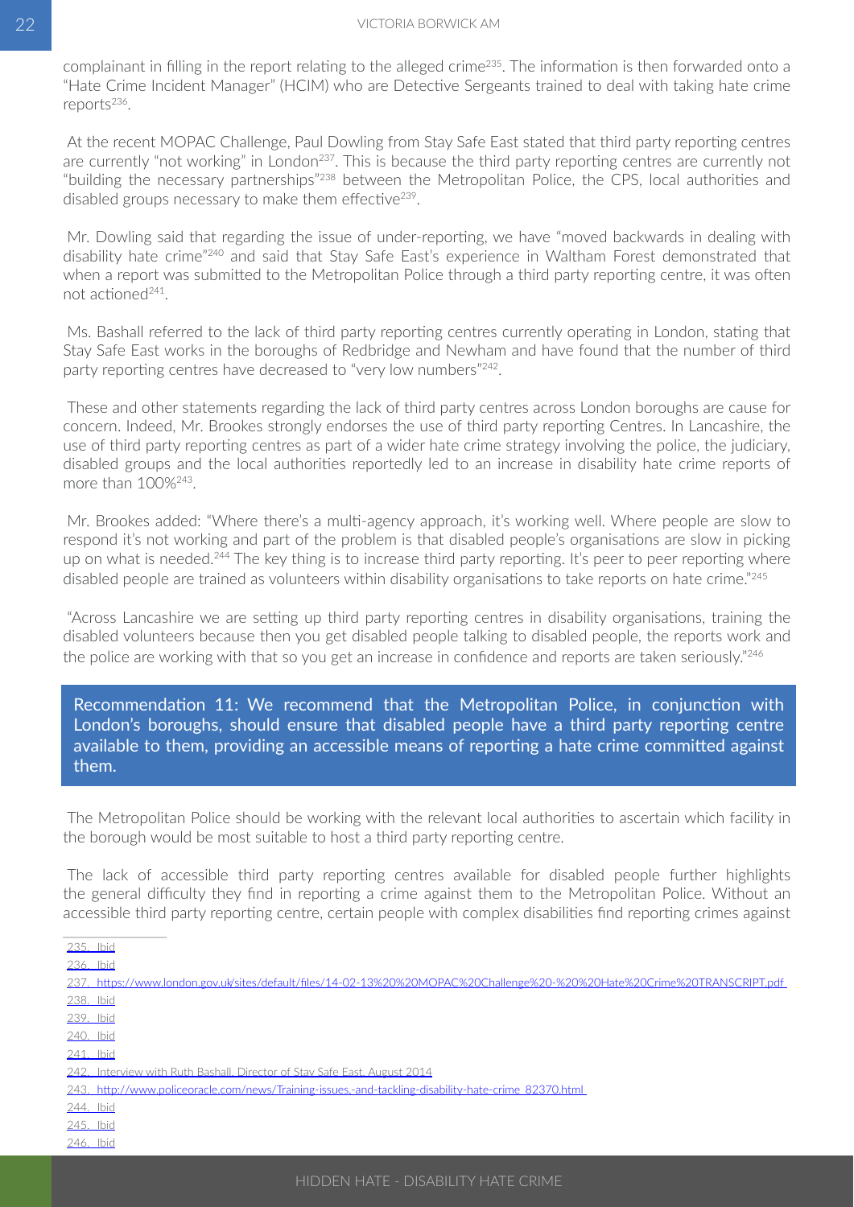complainant in filling in the report relating to the alleged crime[235]. The information is then forwarded onto a "Hate Crime Incident Manager" (HCIM) who are Detective Sergeants trained to deal with taking hate crime reports[236].

At the recent MOPAC Challenge, Paul Dowling from Stay Safe East stated that third party reporting centres are currently "not working" in London[237]. This is because the third party reporting centres are currently not "building the necessary partnerships"[238] between the Metropolitan Police, the CPS, local authorities and disabled groups necessary to make them effective[239].

Mr. Dowling said that regarding the issue of under-reporting, we have "moved backwards in dealing with disability hate crime"[240] and said that Stay Safe East's experience in Waltham Forest demonstrated that when a report was submitted to the Metropolitan Police through a third party reporting centre, it was often not actioned[241].

Ms. Bashall referred to the lack of third party reporting centres currently operating in London, stating that Stay Safe East works in the boroughs of Redbridge and Newham and have found that the number of third party reporting centres have decreased to "very low numbers"[242].

These and other statements regarding the lack of third party centres across London boroughs are cause for concern. Indeed, Mr. Brookes strongly endorses the use of third party reporting Centres. In Lancashire, the use of third party reporting centres as part of a wider hate crime strategy involving the police, the judiciary, disabled groups and the local authorities reportedly led to an increase in disability hate crime reports of more than 100%[243].

Mr. Brookes added: "Where there's a multi-agency approach, it's working well. Where people are slow to respond it's not working and part of the problem is that disabled people's organisations are slow in picking up on what is needed.[244] The key thing is to increase third party reporting. It's peer to peer reporting where disabled people are trained as volunteers within disability organisations to take reports on hate crime."[245]

"Across Lancashire we are setting up third party reporting centres in disability organisations, training the disabled volunteers because then you get disabled people talking to disabled people, the reports work and the police are working with that so you get an increase in confidence and reports are taken seriously."[246]

**Recommendation 11: We recommend that the Metropolitan Police, in conjunction with London's boroughs, should ensure that disabled people have a third party reporting centre available to them, providing an accessible means of reporting a hate crime committed against them.**

The Metropolitan Police should be working with the relevant local authorities to ascertain which facility in the borough would be most suitable to host a third party reporting centre.

The lack of accessible third party reporting centres available for disabled people further highlights the general difficulty they find in reporting a crime against them to the Metropolitan Police. Without an accessible third party reporting centre, certain people with complex disabilities find reporting crimes against

---

235. Ibid
236. Ibid
237. https://www.london.gov.uk/sites/default/files/14-02-13%20%20MOPAC%20Challenge%20-%20%20Hate%20Crime%20TRANSCRIPT.pdf
238. Ibid
239. Ibid
240. Ibid
241. Ibid
242. Interview with Ruth Bashall, Director of Stay Safe East, August 2014
243. http://www.policeoracle.com/news/Training-issues,-and-tackling-disability-hate-crime_82370.html
244. Ibid
245. Ibid
246. Ibid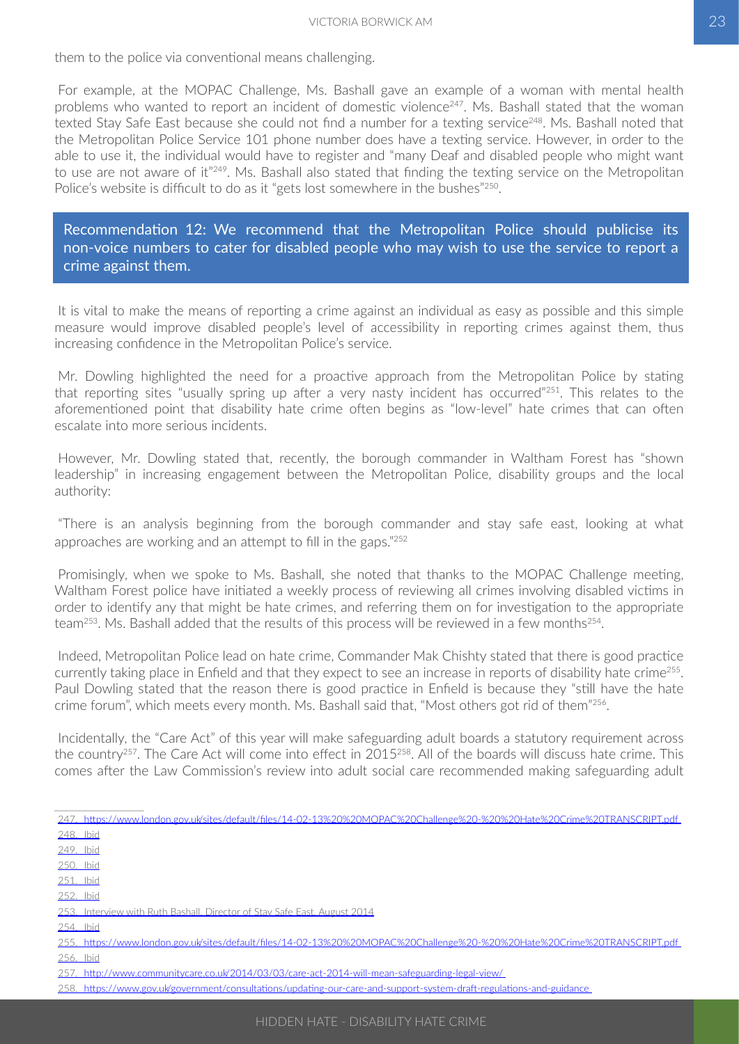them to the police via conventional means challenging.

For example, at the MOPAC Challenge, Ms. Bashall gave an example of a woman with mental health problems who wanted to report an incident of domestic violence[247]. Ms. Bashall stated that the woman texted Stay Safe East because she could not find a number for a texting service[248]. Ms. Bashall noted that the Metropolitan Police Service 101 phone number does have a texting service. However, in order to the able to use it, the individual would have to register and "many Deaf and disabled people who might want to use are not aware of it"[249]. Ms. Bashall also stated that finding the texting service on the Metropolitan Police's website is difficult to do as it "gets lost somewhere in the bushes"[250].

> Recommendation 12: We recommend that the Metropolitan Police should publicise its non-voice numbers to cater for disabled people who may wish to use the service to report a crime against them.

It is vital to make the means of reporting a crime against an individual as easy as possible and this simple measure would improve disabled people's level of accessibility in reporting crimes against them, thus increasing confidence in the Metropolitan Police's service.

Mr. Dowling highlighted the need for a proactive approach from the Metropolitan Police by stating that reporting sites "usually spring up after a very nasty incident has occurred"[251]. This relates to the aforementioned point that disability hate crime often begins as "low-level" hate crimes that can often escalate into more serious incidents.

However, Mr. Dowling stated that, recently, the borough commander in Waltham Forest has "shown leadership" in increasing engagement between the Metropolitan Police, disability groups and the local authority:

"There is an analysis beginning from the borough commander and stay safe east, looking at what approaches are working and an attempt to fill in the gaps."[252]

Promisingly, when we spoke to Ms. Bashall, she noted that thanks to the MOPAC Challenge meeting, Waltham Forest police have initiated a weekly process of reviewing all crimes involving disabled victims in order to identify any that might be hate crimes, and referring them on for investigation to the appropriate team[253]. Ms. Bashall added that the results of this process will be reviewed in a few months[254].

Indeed, Metropolitan Police lead on hate crime, Commander Mak Chishty stated that there is good practice currently taking place in Enfield and that they expect to see an increase in reports of disability hate crime[255]. Paul Dowling stated that the reason there is good practice in Enfield is because they "still have the hate crime forum", which meets every month. Ms. Bashall said that, "Most others got rid of them"[256].

Incidentally, the "Care Act" of this year will make safeguarding adult boards a statutory requirement across the country[257]. The Care Act will come into effect in 2015[258]. All of the boards will discuss hate crime. This comes after the Law Commission's review into adult social care recommended making safeguarding adult

---

247. https://www.london.gov.uk/sites/default/files/14-02-13%20%20MOPAC%20Challenge%20-%20%20Hate%20Crime%20TRANSCRIPT.pdf
248. Ibid
249. Ibid
250. Ibid
251. Ibid
252. Ibid
253. Interview with Ruth Bashall, Director of Stay Safe East, August 2014
254. Ibid
255. https://www.london.gov.uk/sites/default/files/14-02-13%20%20MOPAC%20Challenge%20-%20%20Hate%20Crime%20TRANSCRIPT.pdf
256. Ibid
257. http://www.communitycare.co.uk/2014/03/03/care-act-2014-will-mean-safeguarding-legal-view/
258. https://www.gov.uk/government/consultations/updating-our-care-and-support-system-draft-regulations-and-guidance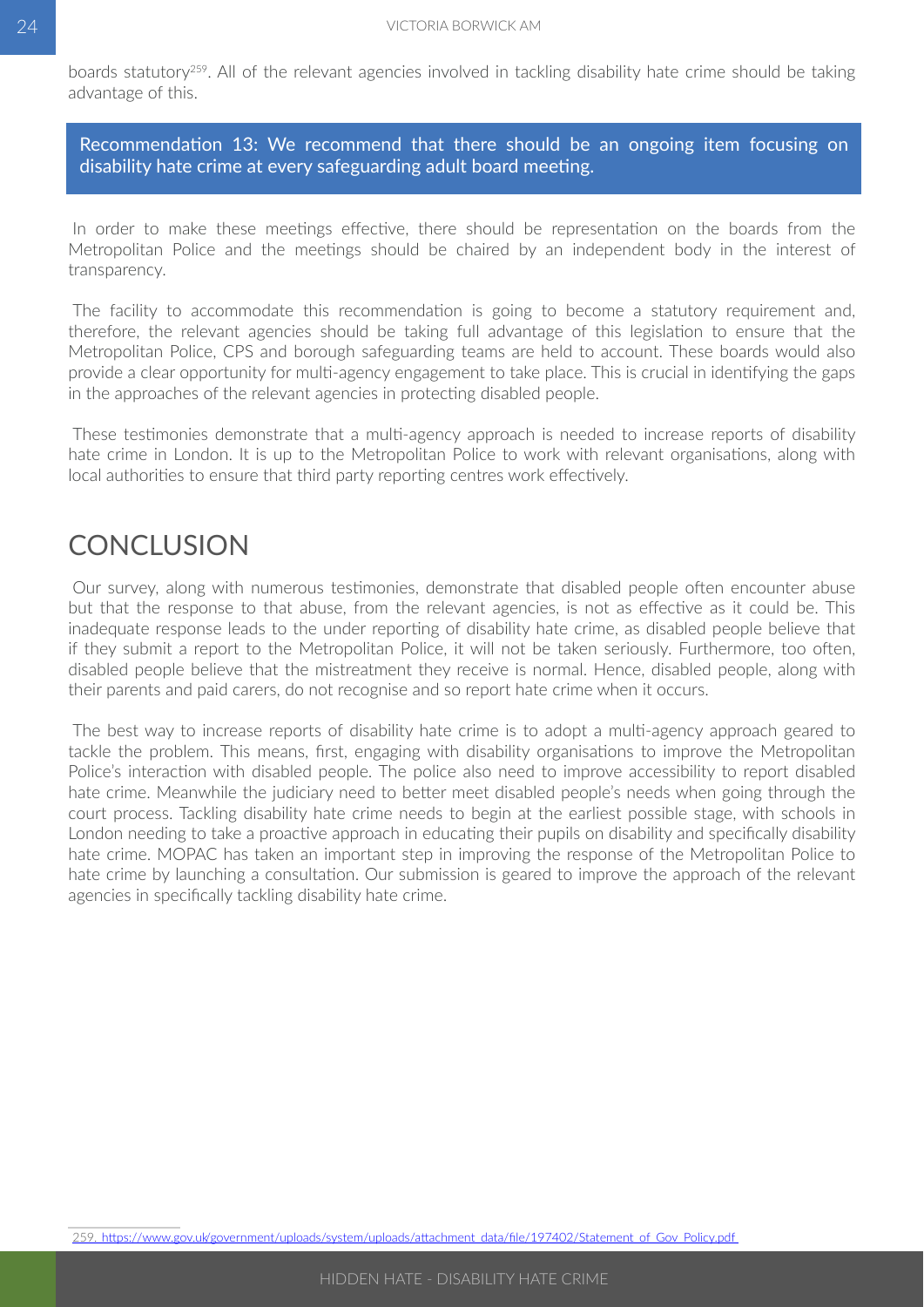boards statutory[259]. All of the relevant agencies involved in tackling disability hate crime should be taking advantage of this.

**Recommendation 13: We recommend that there should be an ongoing item focusing on disability hate crime at every safeguarding adult board meeting.**

In order to make these meetings effective, there should be representation on the boards from the Metropolitan Police and the meetings should be chaired by an independent body in the interest of transparency.

The facility to accommodate this recommendation is going to become a statutory requirement and, therefore, the relevant agencies should be taking full advantage of this legislation to ensure that the Metropolitan Police, CPS and borough safeguarding teams are held to account. These boards would also provide a clear opportunity for multi-agency engagement to take place. This is crucial in identifying the gaps in the approaches of the relevant agencies in protecting disabled people.

These testimonies demonstrate that a multi-agency approach is needed to increase reports of disability hate crime in London. It is up to the Metropolitan Police to work with relevant organisations, along with local authorities to ensure that third party reporting centres work effectively.

## CONCLUSION

Our survey, along with numerous testimonies, demonstrate that disabled people often encounter abuse but that the response to that abuse, from the relevant agencies, is not as effective as it could be. This inadequate response leads to the under reporting of disability hate crime, as disabled people believe that if they submit a report to the Metropolitan Police, it will not be taken seriously. Furthermore, too often, disabled people believe that the mistreatment they receive is normal. Hence, disabled people, along with their parents and paid carers, do not recognise and so report hate crime when it occurs.

The best way to increase reports of disability hate crime is to adopt a multi-agency approach geared to tackle the problem. This means, first, engaging with disability organisations to improve the Metropolitan Police's interaction with disabled people. The police also need to improve accessibility to report disabled hate crime. Meanwhile the judiciary need to better meet disabled people's needs when going through the court process. Tackling disability hate crime needs to begin at the earliest possible stage, with schools in London needing to take a proactive approach in educating their pupils on disability and specifically disability hate crime. MOPAC has taken an important step in improving the response of the Metropolitan Police to hate crime by launching a consultation. Our submission is geared to improve the approach of the relevant agencies in specifically tackling disability hate crime.

---

259. https://www.gov.uk/government/uploads/system/uploads/attachment_data/file/197402/Statement_of_Gov_Policy.pdf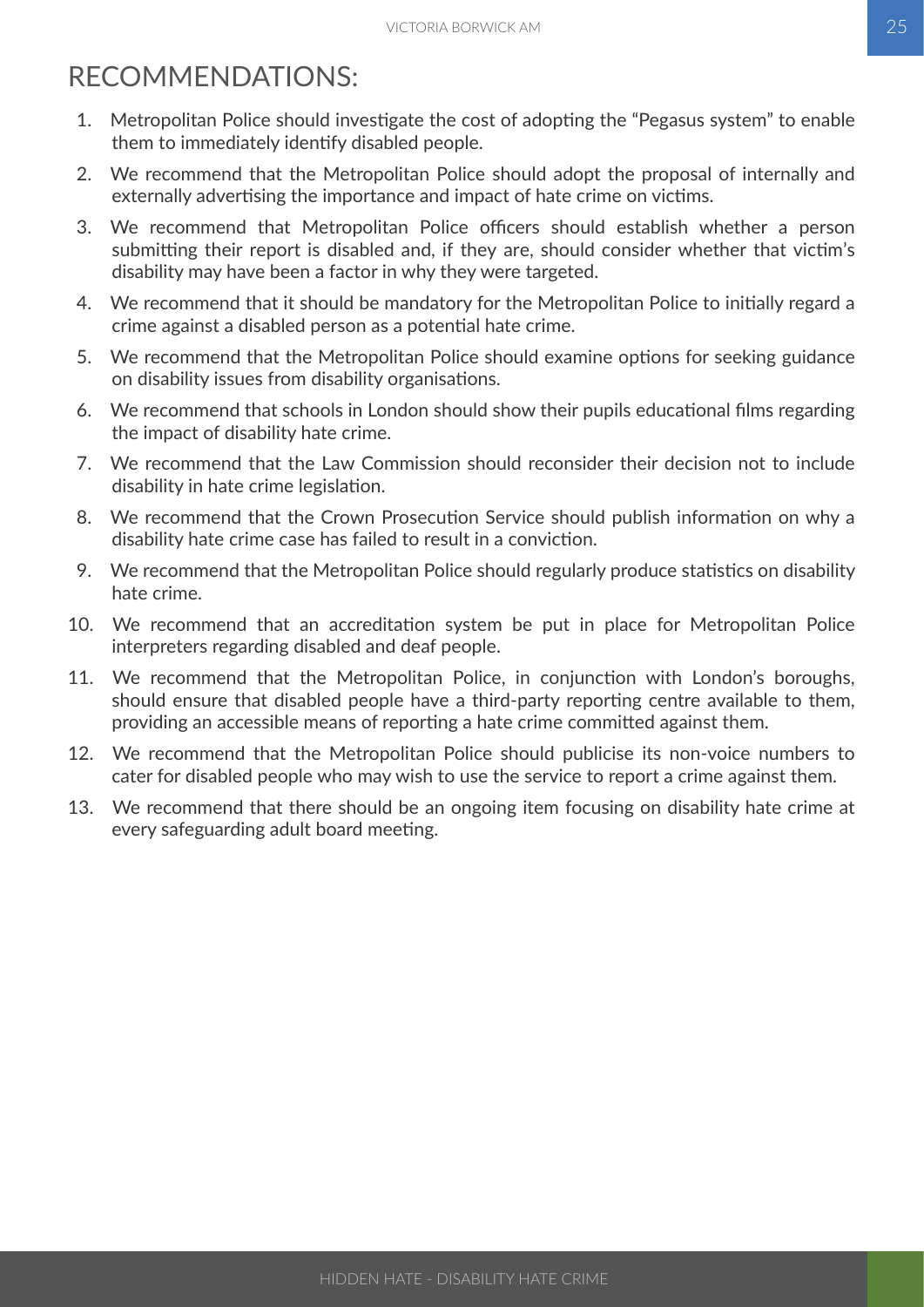# RECOMMENDATIONS:

1. Metropolitan Police should investigate the cost of adopting the "Pegasus system" to enable them to immediately identify disabled people.
2. We recommend that the Metropolitan Police should adopt the proposal of internally and externally advertising the importance and impact of hate crime on victims.
3. We recommend that Metropolitan Police officers should establish whether a person submitting their report is disabled and, if they are, should consider whether that victim's disability may have been a factor in why they were targeted.
4. We recommend that it should be mandatory for the Metropolitan Police to initially regard a crime against a disabled person as a potential hate crime.
5. We recommend that the Metropolitan Police should examine options for seeking guidance on disability issues from disability organisations.
6. We recommend that schools in London should show their pupils educational films regarding the impact of disability hate crime.
7. We recommend that the Law Commission should reconsider their decision not to include disability in hate crime legislation.
8. We recommend that the Crown Prosecution Service should publish information on why a disability hate crime case has failed to result in a conviction.
9. We recommend that the Metropolitan Police should regularly produce statistics on disability hate crime.
10. We recommend that an accreditation system be put in place for Metropolitan Police interpreters regarding disabled and deaf people.
11. We recommend that the Metropolitan Police, in conjunction with London's boroughs, should ensure that disabled people have a third-party reporting centre available to them, providing an accessible means of reporting a hate crime committed against them.
12. We recommend that the Metropolitan Police should publicise its non-voice numbers to cater for disabled people who may wish to use the service to report a crime against them.
13. We recommend that there should be an ongoing item focusing on disability hate crime at every safeguarding adult board meeting.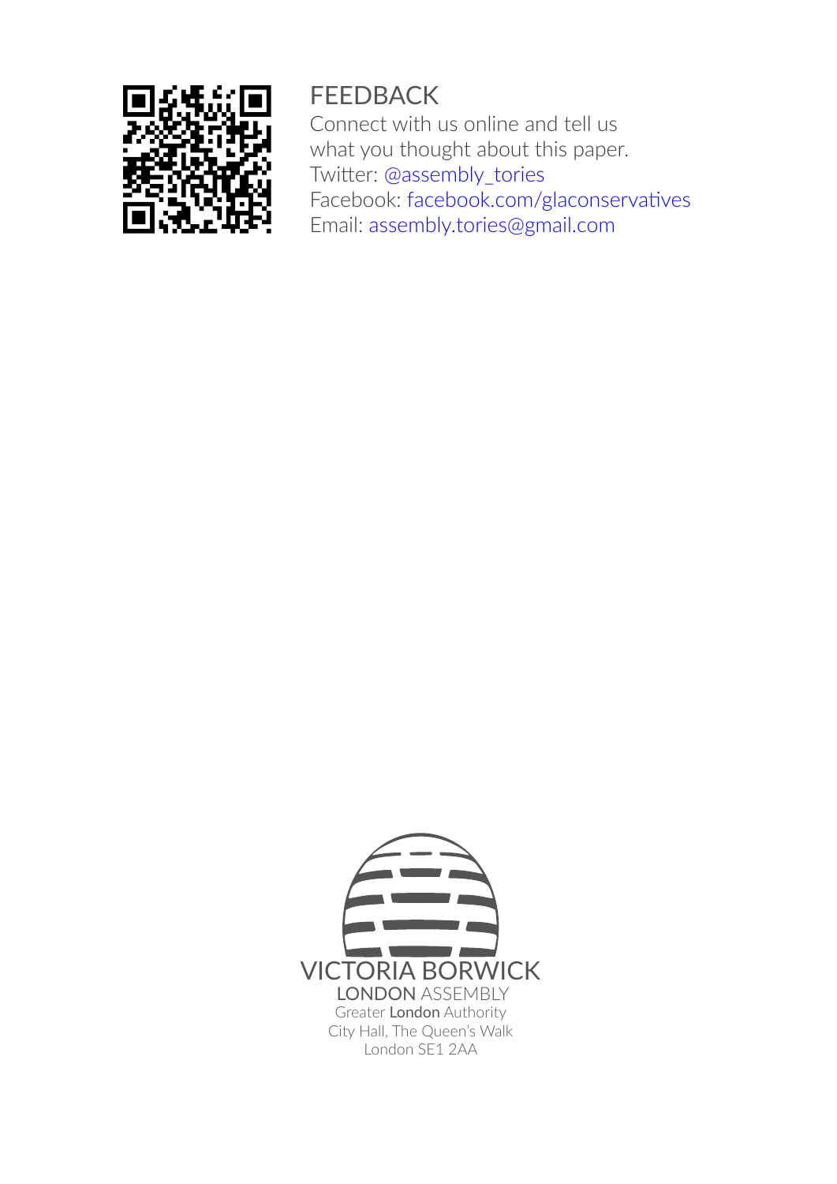## FEEDBACK

Connect with us online and tell us what you thought about this paper.

Twitter: @assembly_tories

Facebook: facebook.com/glaconservatives

Email: assembly.tories@gmail.com

VICTORIA BORWICK

LONDON ASSEMBLY

Greater London Authority

City Hall, The Queen's Walk

London SE1 2AA